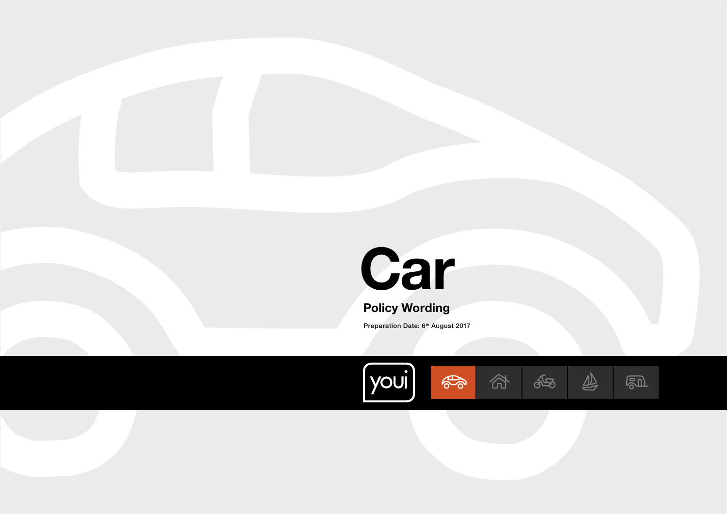# Car

## Policy Wording

Preparation Date: 6th August 2017

youi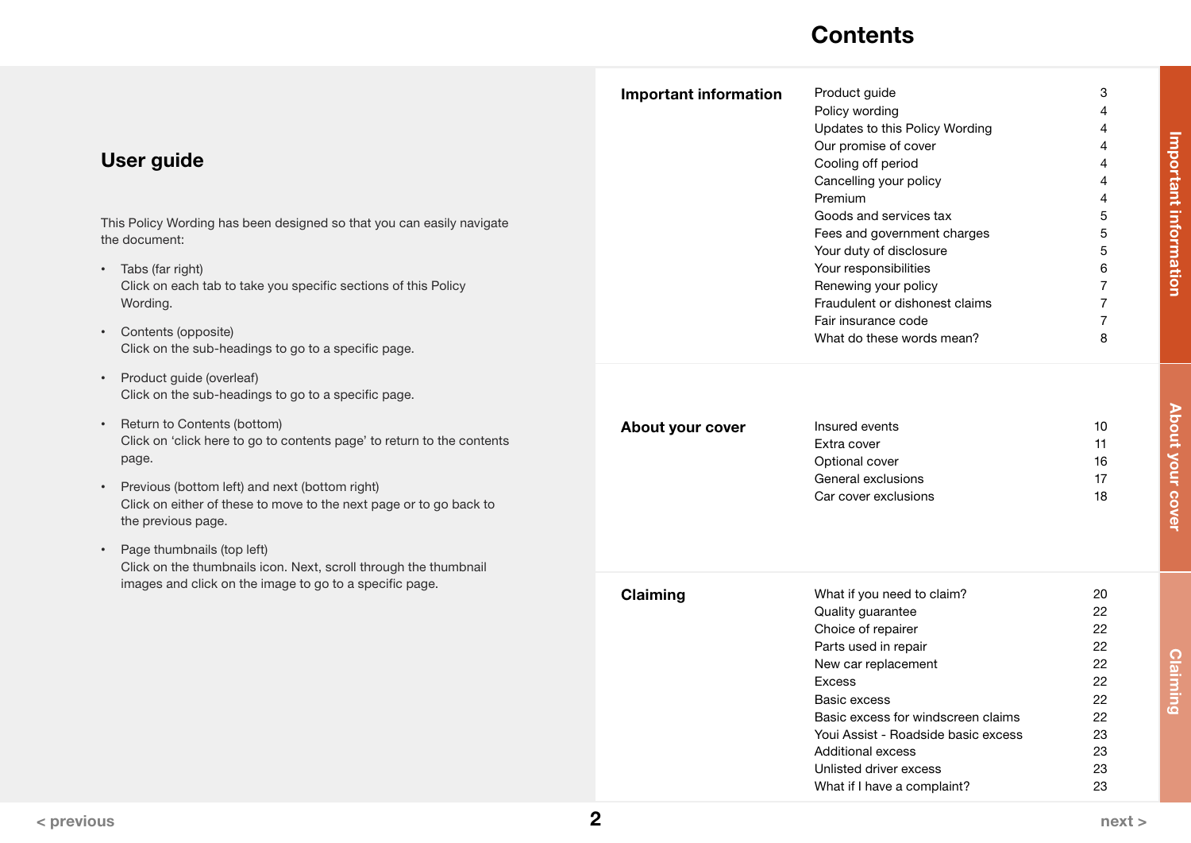## User guide

This Policy Wording has been designed so that you can easily navigate the document:

- Tabs (far right)
  Click on each tab to take you specific sections of this Policy Wording.
- Contents (opposite)
  Click on the sub-headings to go to a specific page.
- Product guide (overleaf)
  Click on the sub-headings to go to a specific page.
- Return to Contents (bottom)
  Click on 'click here to go to contents page' to return to the contents page.
- Previous (bottom left) and next (bottom right)
  Click on either of these to move to the next page or to go back to the previous page.
- Page thumbnails (top left)
  Click on the thumbnails icon. Next, scroll through the thumbnail images and click on the image to go to a specific page.

# Contents

| Section | Topic | Page |
|---|---|---|
| **Important information** | Product guide | 3 |
| | Policy wording | 4 |
| | Updates to this Policy Wording | 4 |
| | Our promise of cover | 4 |
| | Cooling off period | 4 |
| | Cancelling your policy | 4 |
| | Premium | 4 |
| | Goods and services tax | 5 |
| | Fees and government charges | 5 |
| | Your duty of disclosure | 5 |
| | Your responsibilities | 6 |
| | Renewing your policy | 7 |
| | Fraudulent or dishonest claims | 7 |
| | Fair insurance code | 7 |
| | What do these words mean? | 8 |
| **About your cover** | Insured events | 10 |
| | Extra cover | 11 |
| | Optional cover | 16 |
| | General exclusions | 17 |
| | Car cover exclusions | 18 |
| **Claiming** | What if you need to claim? | 20 |
| | Quality guarantee | 22 |
| | Choice of repairer | 22 |
| | Parts used in repair | 22 |
| | New car replacement | 22 |
| | Excess | 22 |
| | Basic excess | 22 |
| | Basic excess for windscreen claims | 22 |
| | Youi Assist - Roadside basic excess | 23 |
| | Additional excess | 23 |
| | Unlisted driver excess | 23 |
| | What if I have a complaint? | 23 |

< previous

next >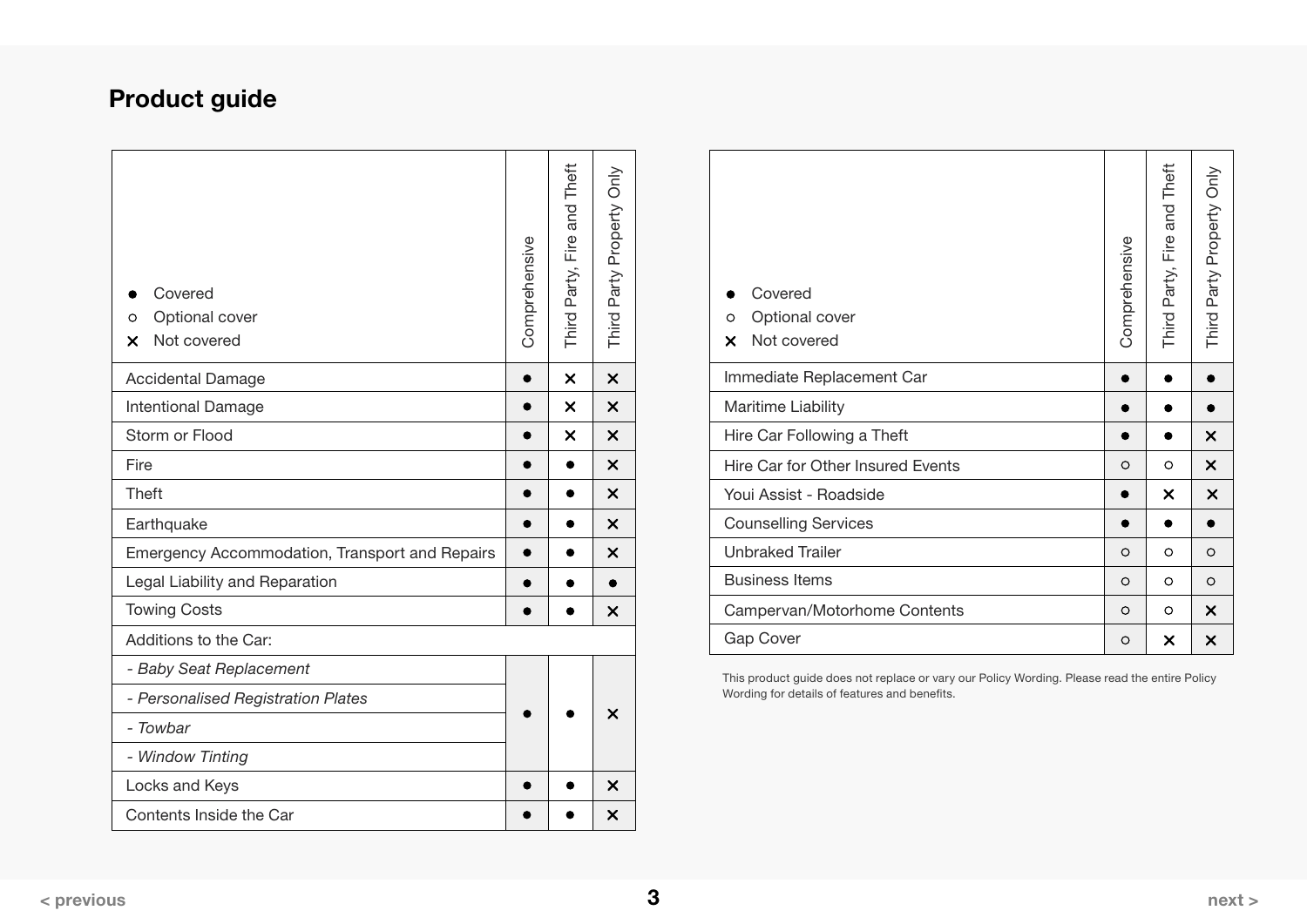## Product guide

● Covered
○ Optional cover
✕ Not covered

| | Comprehensive | Third Party, Fire and Theft | Third Party Property Only |
|---|---|---|---|
| Accidental Damage | ● | ✕ | ✕ |
| Intentional Damage | ● | ✕ | ✕ |
| Storm or Flood | ● | ✕ | ✕ |
| Fire | ● | ● | ✕ |
| Theft | ● | ● | ✕ |
| Earthquake | ● | ● | ✕ |
| Emergency Accommodation, Transport and Repairs | ● | ● | ✕ |
| Legal Liability and Reparation | ● | ● | ● |
| Towing Costs | ● | ● | ✕ |
| Additions to the Car: | | | |
| *- Baby Seat Replacement* | ● | ● | ✕ |
| *- Personalised Registration Plates* | ● | ● | ✕ |
| *- Towbar* | ● | ● | ✕ |
| *- Window Tinting* | ● | ● | ✕ |
| Locks and Keys | ● | ● | ✕ |
| Contents Inside the Car | ● | ● | ✕ |

● Covered
○ Optional cover
✕ Not covered

| | Comprehensive | Third Party, Fire and Theft | Third Party Property Only |
|---|---|---|---|
| Immediate Replacement Car | ● | ● | ● |
| Maritime Liability | ● | ● | ● |
| Hire Car Following a Theft | ● | ● | ✕ |
| Hire Car for Other Insured Events | ○ | ○ | ✕ |
| Youi Assist - Roadside | ● | ✕ | ✕ |
| Counselling Services | ● | ● | ● |
| Unbraked Trailer | ○ | ○ | ○ |
| Business Items | ○ | ○ | ○ |
| Campervan/Motorhome Contents | ○ | ○ | ✕ |
| Gap Cover | ○ | ✕ | ✕ |

This product guide does not replace or vary our Policy Wording. Please read the entire Policy Wording for details of features and benefits.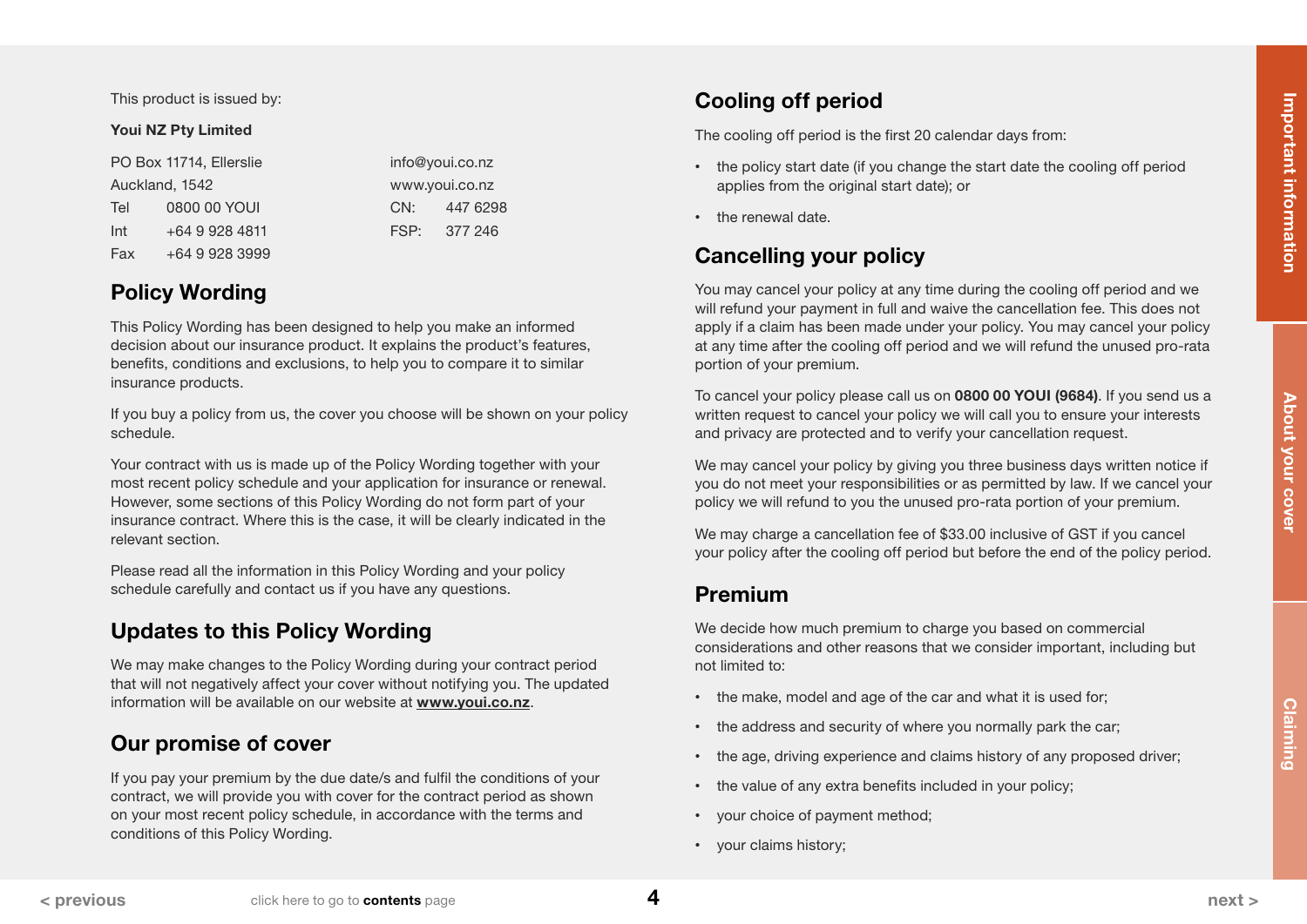This product is issued by:

**Youi NZ Pty Limited**

PO Box 11714, Ellerslie
Auckland, 1542
Tel 0800 00 YOUI
Int +64 9 928 4811
Fax +64 9 928 3999

info@youi.co.nz
www.youi.co.nz
CN: 447 6298
FSP: 377 246

## Policy Wording

This Policy Wording has been designed to help you make an informed decision about our insurance product. It explains the product's features, benefits, conditions and exclusions, to help you to compare it to similar insurance products.

If you buy a policy from us, the cover you choose will be shown on your policy schedule.

Your contract with us is made up of the Policy Wording together with your most recent policy schedule and your application for insurance or renewal. However, some sections of this Policy Wording do not form part of your insurance contract. Where this is the case, it will be clearly indicated in the relevant section.

Please read all the information in this Policy Wording and your policy schedule carefully and contact us if you have any questions.

## Updates to this Policy Wording

We may make changes to the Policy Wording during your contract period that will not negatively affect your cover without notifying you. The updated information will be available on our website at **www.youi.co.nz**.

## Our promise of cover

If you pay your premium by the due date/s and fulfil the conditions of your contract, we will provide you with cover for the contract period as shown on your most recent policy schedule, in accordance with the terms and conditions of this Policy Wording.

## Cooling off period

The cooling off period is the first 20 calendar days from:

- the policy start date (if you change the start date the cooling off period applies from the original start date); or
- the renewal date.

## Cancelling your policy

You may cancel your policy at any time during the cooling off period and we will refund your payment in full and waive the cancellation fee. This does not apply if a claim has been made under your policy. You may cancel your policy at any time after the cooling off period and we will refund the unused pro-rata portion of your premium.

To cancel your policy please call us on **0800 00 YOUI (9684)**. If you send us a written request to cancel your policy we will call you to ensure your interests and privacy are protected and to verify your cancellation request.

We may cancel your policy by giving you three business days written notice if you do not meet your responsibilities or as permitted by law. If we cancel your policy we will refund to you the unused pro-rata portion of your premium.

We may charge a cancellation fee of $33.00 inclusive of GST if you cancel your policy after the cooling off period but before the end of the policy period.

## Premium

We decide how much premium to charge you based on commercial considerations and other reasons that we consider important, including but not limited to:

- the make, model and age of the car and what it is used for;
- the address and security of where you normally park the car;
- the age, driving experience and claims history of any proposed driver;
- the value of any extra benefits included in your policy;
- your choice of payment method;
- your claims history;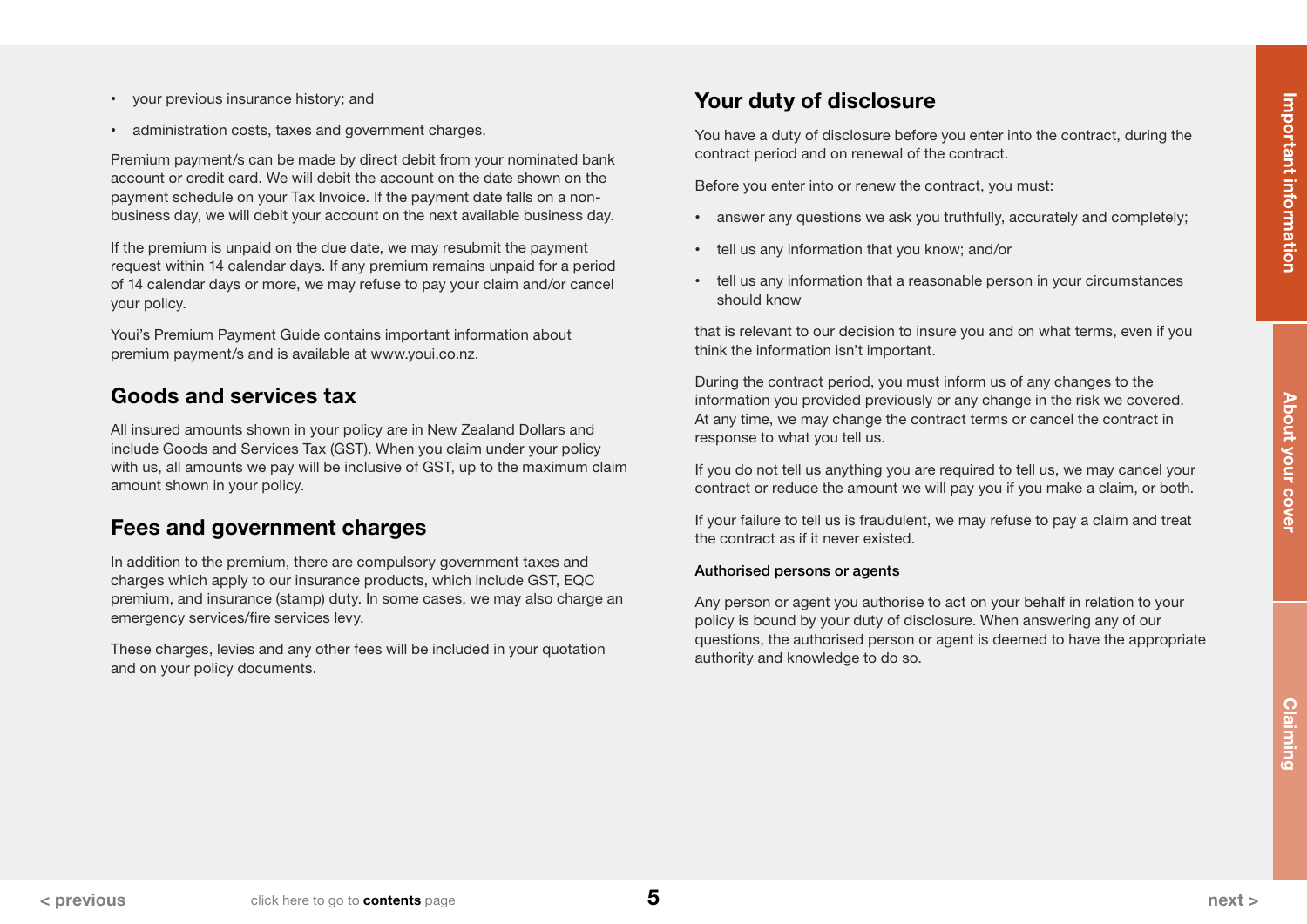- your previous insurance history; and
- administration costs, taxes and government charges.

Premium payment/s can be made by direct debit from your nominated bank account or credit card. We will debit the account on the date shown on the payment schedule on your Tax Invoice. If the payment date falls on a non-business day, we will debit your account on the next available business day.

If the premium is unpaid on the due date, we may resubmit the payment request within 14 calendar days. If any premium remains unpaid for a period of 14 calendar days or more, we may refuse to pay your claim and/or cancel your policy.

Youi's Premium Payment Guide contains important information about premium payment/s and is available at www.youi.co.nz.

## Goods and services tax

All insured amounts shown in your policy are in New Zealand Dollars and include Goods and Services Tax (GST). When you claim under your policy with us, all amounts we pay will be inclusive of GST, up to the maximum claim amount shown in your policy.

## Fees and government charges

In addition to the premium, there are compulsory government taxes and charges which apply to our insurance products, which include GST, EQC premium, and insurance (stamp) duty. In some cases, we may also charge an emergency services/fire services levy.

These charges, levies and any other fees will be included in your quotation and on your policy documents.

## Your duty of disclosure

You have a duty of disclosure before you enter into the contract, during the contract period and on renewal of the contract.

Before you enter into or renew the contract, you must:

- answer any questions we ask you truthfully, accurately and completely;
- tell us any information that you know; and/or
- tell us any information that a reasonable person in your circumstances should know

that is relevant to our decision to insure you and on what terms, even if you think the information isn't important.

During the contract period, you must inform us of any changes to the information you provided previously or any change in the risk we covered. At any time, we may change the contract terms or cancel the contract in response to what you tell us.

If you do not tell us anything you are required to tell us, we may cancel your contract or reduce the amount we will pay you if you make a claim, or both.

If your failure to tell us is fraudulent, we may refuse to pay a claim and treat the contract as if it never existed.

### Authorised persons or agents

Any person or agent you authorise to act on your behalf in relation to your policy is bound by your duty of disclosure. When answering any of our questions, the authorised person or agent is deemed to have the appropriate authority and knowledge to do so.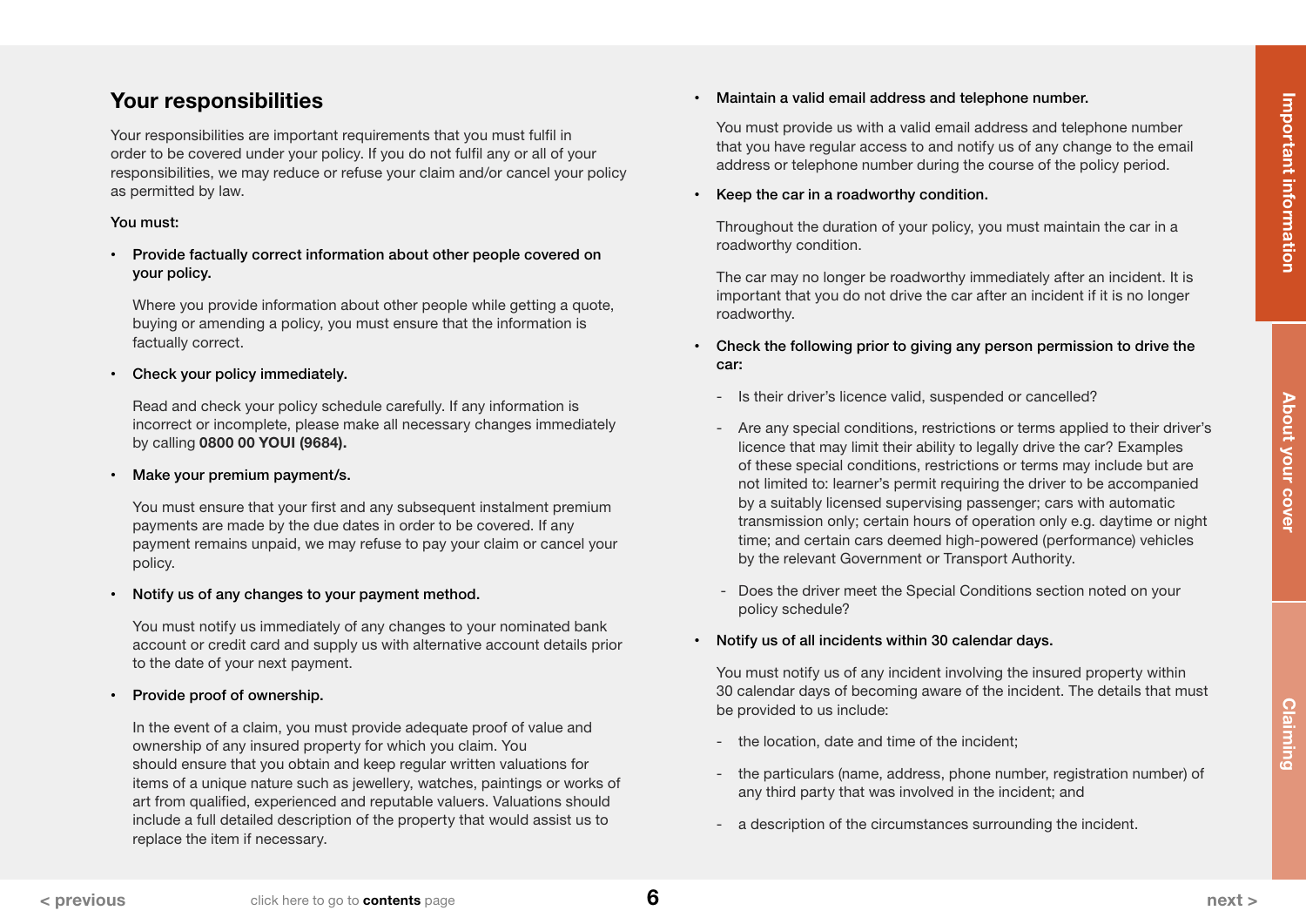## Your responsibilities

Your responsibilities are important requirements that you must fulfil in order to be covered under your policy. If you do not fulfil any or all of your responsibilities, we may reduce or refuse your claim and/or cancel your policy as permitted by law.

You must:

- Provide factually correct information about other people covered on your policy.

  Where you provide information about other people while getting a quote, buying or amending a policy, you must ensure that the information is factually correct.

- Check your policy immediately.

  Read and check your policy schedule carefully. If any information is incorrect or incomplete, please make all necessary changes immediately by calling **0800 00 YOUI (9684).**

- Make your premium payment/s.

  You must ensure that your first and any subsequent instalment premium payments are made by the due dates in order to be covered. If any payment remains unpaid, we may refuse to pay your claim or cancel your policy.

- Notify us of any changes to your payment method.

  You must notify us immediately of any changes to your nominated bank account or credit card and supply us with alternative account details prior to the date of your next payment.

- Provide proof of ownership.

  In the event of a claim, you must provide adequate proof of value and ownership of any insured property for which you claim. You should ensure that you obtain and keep regular written valuations for items of a unique nature such as jewellery, watches, paintings or works of art from qualified, experienced and reputable valuers. Valuations should include a full detailed description of the property that would assist us to replace the item if necessary.

- Maintain a valid email address and telephone number.

  You must provide us with a valid email address and telephone number that you have regular access to and notify us of any change to the email address or telephone number during the course of the policy period.

- Keep the car in a roadworthy condition.

  Throughout the duration of your policy, you must maintain the car in a roadworthy condition.

  The car may no longer be roadworthy immediately after an incident. It is important that you do not drive the car after an incident if it is no longer roadworthy.

- Check the following prior to giving any person permission to drive the car:

  - Is their driver's licence valid, suspended or cancelled?
  - Are any special conditions, restrictions or terms applied to their driver's licence that may limit their ability to legally drive the car? Examples of these special conditions, restrictions or terms may include but are not limited to: learner's permit requiring the driver to be accompanied by a suitably licensed supervising passenger; cars with automatic transmission only; certain hours of operation only e.g. daytime or night time; and certain cars deemed high-powered (performance) vehicles by the relevant Government or Transport Authority.
  - Does the driver meet the Special Conditions section noted on your policy schedule?

- Notify us of all incidents within 30 calendar days.

  You must notify us of any incident involving the insured property within 30 calendar days of becoming aware of the incident. The details that must be provided to us include:

  - the location, date and time of the incident;
  - the particulars (name, address, phone number, registration number) of any third party that was involved in the incident; and
  - a description of the circumstances surrounding the incident.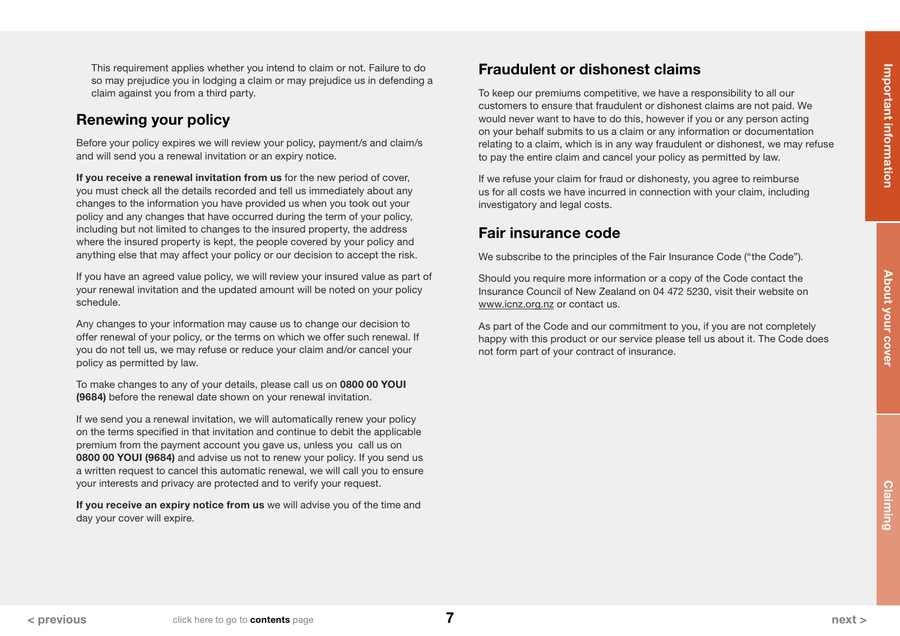This requirement applies whether you intend to claim or not. Failure to do so may prejudice you in lodging a claim or may prejudice us in defending a claim against you from a third party.

## Renewing your policy

Before your policy expires we will review your policy, payment/s and claim/s and will send you a renewal invitation or an expiry notice.

**If you receive a renewal invitation from us** for the new period of cover, you must check all the details recorded and tell us immediately about any changes to the information you have provided us when you took out your policy and any changes that have occurred during the term of your policy, including but not limited to changes to the insured property, the address where the insured property is kept, the people covered by your policy and anything else that may affect your policy or our decision to accept the risk.

If you have an agreed value policy, we will review your insured value as part of your renewal invitation and the updated amount will be noted on your policy schedule.

Any changes to your information may cause us to change our decision to offer renewal of your policy, or the terms on which we offer such renewal. If you do not tell us, we may refuse or reduce your claim and/or cancel your policy as permitted by law.

To make changes to any of your details, please call us on **0800 00 YOUI (9684)** before the renewal date shown on your renewal invitation.

If we send you a renewal invitation, we will automatically renew your policy on the terms specified in that invitation and continue to debit the applicable premium from the payment account you gave us, unless you call us on **0800 00 YOUI (9684)** and advise us not to renew your policy. If you send us a written request to cancel this automatic renewal, we will call you to ensure your interests and privacy are protected and to verify your request.

**If you receive an expiry notice from us** we will advise you of the time and day your cover will expire.

## Fraudulent or dishonest claims

To keep our premiums competitive, we have a responsibility to all our customers to ensure that fraudulent or dishonest claims are not paid. We would never want to have to do this, however if you or any person acting on your behalf submits to us a claim or any information or documentation relating to a claim, which is in any way fraudulent or dishonest, we may refuse to pay the entire claim and cancel your policy as permitted by law.

If we refuse your claim for fraud or dishonesty, you agree to reimburse us for all costs we have incurred in connection with your claim, including investigatory and legal costs.

## Fair insurance code

We subscribe to the principles of the Fair Insurance Code ("the Code").

Should you require more information or a copy of the Code contact the Insurance Council of New Zealand on 04 472 5230, visit their website on www.icnz.org.nz or contact us.

As part of the Code and our commitment to you, if you are not completely happy with this product or our service please tell us about it. The Code does not form part of your contract of insurance.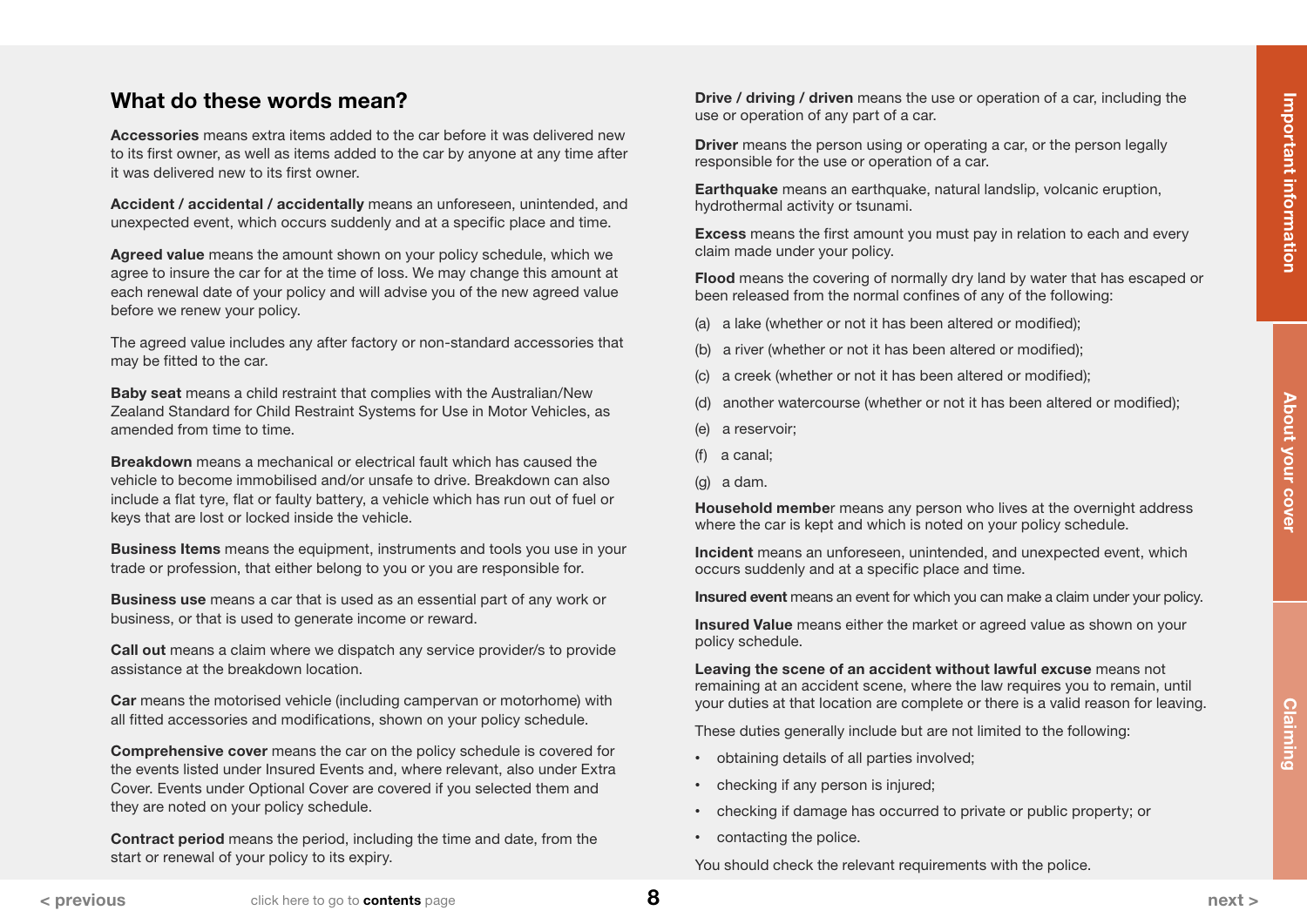## What do these words mean?

**Accessories** means extra items added to the car before it was delivered new to its first owner, as well as items added to the car by anyone at any time after it was delivered new to its first owner.

**Accident / accidental / accidentally** means an unforeseen, unintended, and unexpected event, which occurs suddenly and at a specific place and time.

**Agreed value** means the amount shown on your policy schedule, which we agree to insure the car for at the time of loss. We may change this amount at each renewal date of your policy and will advise you of the new agreed value before we renew your policy.

The agreed value includes any after factory or non-standard accessories that may be fitted to the car.

**Baby seat** means a child restraint that complies with the Australian/New Zealand Standard for Child Restraint Systems for Use in Motor Vehicles, as amended from time to time.

**Breakdown** means a mechanical or electrical fault which has caused the vehicle to become immobilised and/or unsafe to drive. Breakdown can also include a flat tyre, flat or faulty battery, a vehicle which has run out of fuel or keys that are lost or locked inside the vehicle.

**Business Items** means the equipment, instruments and tools you use in your trade or profession, that either belong to you or you are responsible for.

**Business use** means a car that is used as an essential part of any work or business, or that is used to generate income or reward.

**Call out** means a claim where we dispatch any service provider/s to provide assistance at the breakdown location.

**Car** means the motorised vehicle (including campervan or motorhome) with all fitted accessories and modifications, shown on your policy schedule.

**Comprehensive cover** means the car on the policy schedule is covered for the events listed under Insured Events and, where relevant, also under Extra Cover. Events under Optional Cover are covered if you selected them and they are noted on your policy schedule.

**Contract period** means the period, including the time and date, from the start or renewal of your policy to its expiry.

**Drive / driving / driven** means the use or operation of a car, including the use or operation of any part of a car.

**Driver** means the person using or operating a car, or the person legally responsible for the use or operation of a car.

**Earthquake** means an earthquake, natural landslip, volcanic eruption, hydrothermal activity or tsunami.

**Excess** means the first amount you must pay in relation to each and every claim made under your policy.

**Flood** means the covering of normally dry land by water that has escaped or been released from the normal confines of any of the following:

(a) a lake (whether or not it has been altered or modified);

(b) a river (whether or not it has been altered or modified);

(c) a creek (whether or not it has been altered or modified);

(d) another watercourse (whether or not it has been altered or modified);

(e) a reservoir;

(f) a canal;

(g) a dam.

**Household member** means any person who lives at the overnight address where the car is kept and which is noted on your policy schedule.

**Incident** means an unforeseen, unintended, and unexpected event, which occurs suddenly and at a specific place and time.

**Insured event** means an event for which you can make a claim under your policy.

**Insured Value** means either the market or agreed value as shown on your policy schedule.

**Leaving the scene of an accident without lawful excuse** means not remaining at an accident scene, where the law requires you to remain, until your duties at that location are complete or there is a valid reason for leaving.

These duties generally include but are not limited to the following:

- obtaining details of all parties involved;
- checking if any person is injured;
- checking if damage has occurred to private or public property; or
- contacting the police.

You should check the relevant requirements with the police.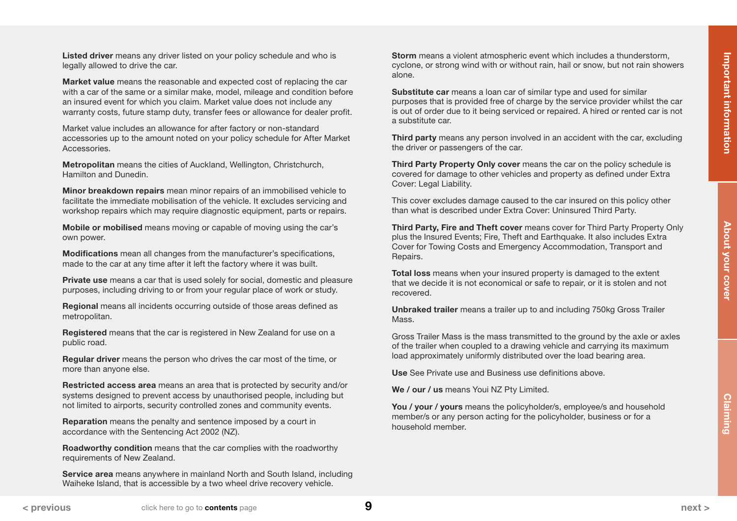**Listed driver** means any driver listed on your policy schedule and who is legally allowed to drive the car.

**Market value** means the reasonable and expected cost of replacing the car with a car of the same or a similar make, model, mileage and condition before an insured event for which you claim. Market value does not include any warranty costs, future stamp duty, transfer fees or allowance for dealer profit.

Market value includes an allowance for after factory or non-standard accessories up to the amount noted on your policy schedule for After Market Accessories.

**Metropolitan** means the cities of Auckland, Wellington, Christchurch, Hamilton and Dunedin.

**Minor breakdown repairs** mean minor repairs of an immobilised vehicle to facilitate the immediate mobilisation of the vehicle. It excludes servicing and workshop repairs which may require diagnostic equipment, parts or repairs.

**Mobile or mobilised** means moving or capable of moving using the car's own power.

**Modifications** mean all changes from the manufacturer's specifications, made to the car at any time after it left the factory where it was built.

**Private use** means a car that is used solely for social, domestic and pleasure purposes, including driving to or from your regular place of work or study.

**Regional** means all incidents occurring outside of those areas defined as metropolitan.

**Registered** means that the car is registered in New Zealand for use on a public road.

**Regular driver** means the person who drives the car most of the time, or more than anyone else.

**Restricted access area** means an area that is protected by security and/or systems designed to prevent access by unauthorised people, including but not limited to airports, security controlled zones and community events.

**Reparation** means the penalty and sentence imposed by a court in accordance with the Sentencing Act 2002 (NZ).

**Roadworthy condition** means that the car complies with the roadworthy requirements of New Zealand.

**Service area** means anywhere in mainland North and South Island, including Waiheke Island, that is accessible by a two wheel drive recovery vehicle.

**Storm** means a violent atmospheric event which includes a thunderstorm, cyclone, or strong wind with or without rain, hail or snow, but not rain showers alone.

**Substitute car** means a loan car of similar type and used for similar purposes that is provided free of charge by the service provider whilst the car is out of order due to it being serviced or repaired. A hired or rented car is not a substitute car.

**Third party** means any person involved in an accident with the car, excluding the driver or passengers of the car.

**Third Party Property Only cover** means the car on the policy schedule is covered for damage to other vehicles and property as defined under Extra Cover: Legal Liability.

This cover excludes damage caused to the car insured on this policy other than what is described under Extra Cover: Uninsured Third Party.

**Third Party, Fire and Theft cover** means cover for Third Party Property Only plus the Insured Events; Fire, Theft and Earthquake. It also includes Extra Cover for Towing Costs and Emergency Accommodation, Transport and Repairs.

**Total loss** means when your insured property is damaged to the extent that we decide it is not economical or safe to repair, or it is stolen and not recovered.

**Unbraked trailer** means a trailer up to and including 750kg Gross Trailer Mass.

Gross Trailer Mass is the mass transmitted to the ground by the axle or axles of the trailer when coupled to a drawing vehicle and carrying its maximum load approximately uniformly distributed over the load bearing area.

**Use** See Private use and Business use definitions above.

**We / our / us** means Youi NZ Pty Limited.

**You / your / yours** means the policyholder/s, employee/s and household member/s or any person acting for the policyholder, business or for a household member.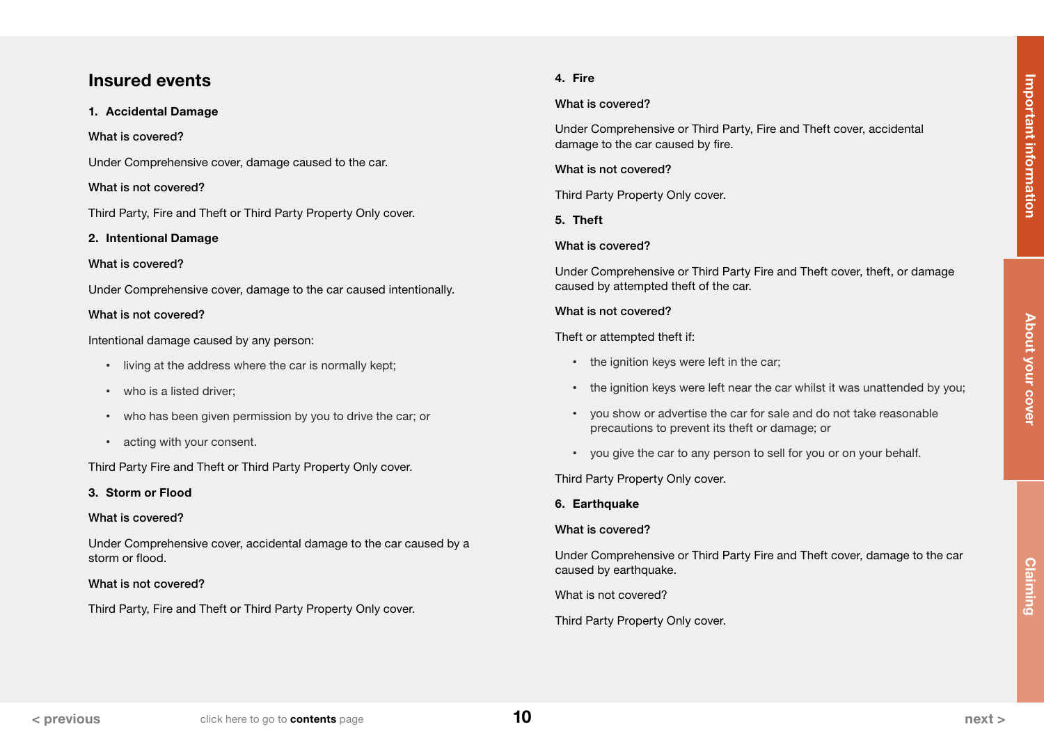## Insured events

### 1. Accidental Damage

**What is covered?**

Under Comprehensive cover, damage caused to the car.

**What is not covered?**

Third Party, Fire and Theft or Third Party Property Only cover.

### 2. Intentional Damage

**What is covered?**

Under Comprehensive cover, damage to the car caused intentionally.

**What is not covered?**

Intentional damage caused by any person:

- living at the address where the car is normally kept;
- who is a listed driver;
- who has been given permission by you to drive the car; or
- acting with your consent.

Third Party Fire and Theft or Third Party Property Only cover.

### 3. Storm or Flood

**What is covered?**

Under Comprehensive cover, accidental damage to the car caused by a storm or flood.

**What is not covered?**

Third Party, Fire and Theft or Third Party Property Only cover.

### 4. Fire

**What is covered?**

Under Comprehensive or Third Party, Fire and Theft cover, accidental damage to the car caused by fire.

**What is not covered?**

Third Party Property Only cover.

### 5. Theft

**What is covered?**

Under Comprehensive or Third Party Fire and Theft cover, theft, or damage caused by attempted theft of the car.

**What is not covered?**

Theft or attempted theft if:

- the ignition keys were left in the car;
- the ignition keys were left near the car whilst it was unattended by you;
- you show or advertise the car for sale and do not take reasonable precautions to prevent its theft or damage; or
- you give the car to any person to sell for you or on your behalf.

Third Party Property Only cover.

### 6. Earthquake

**What is covered?**

Under Comprehensive or Third Party Fire and Theft cover, damage to the car caused by earthquake.

What is not covered?

Third Party Property Only cover.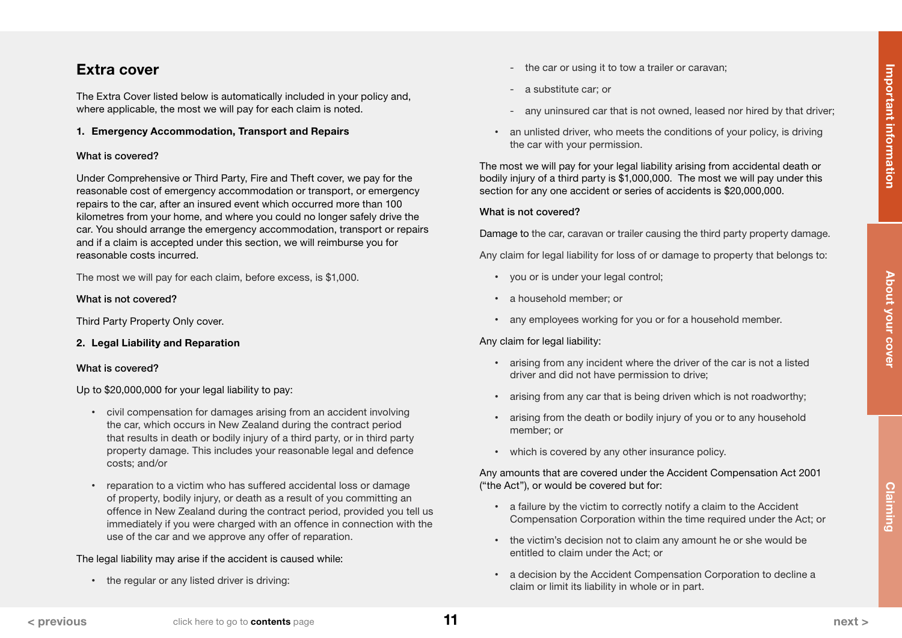## Extra cover

The Extra Cover listed below is automatically included in your policy and, where applicable, the most we will pay for each claim is noted.

### 1. Emergency Accommodation, Transport and Repairs

**What is covered?**

Under Comprehensive or Third Party, Fire and Theft cover, we pay for the reasonable cost of emergency accommodation or transport, or emergency repairs to the car, after an insured event which occurred more than 100 kilometres from your home, and where you could no longer safely drive the car. You should arrange the emergency accommodation, transport or repairs and if a claim is accepted under this section, we will reimburse you for reasonable costs incurred.

The most we will pay for each claim, before excess, is $1,000.

**What is not covered?**

Third Party Property Only cover.

### 2. Legal Liability and Reparation

**What is covered?**

Up to $20,000,000 for your legal liability to pay:

- civil compensation for damages arising from an accident involving the car, which occurs in New Zealand during the contract period that results in death or bodily injury of a third party, or in third party property damage. This includes your reasonable legal and defence costs; and/or
- reparation to a victim who has suffered accidental loss or damage of property, bodily injury, or death as a result of you committing an offence in New Zealand during the contract period, provided you tell us immediately if you were charged with an offence in connection with the use of the car and we approve any offer of reparation.

The legal liability may arise if the accident is caused while:

- the regular or any listed driver is driving:
  - the car or using it to tow a trailer or caravan;
  - a substitute car; or
  - any uninsured car that is not owned, leased nor hired by that driver;
- an unlisted driver, who meets the conditions of your policy, is driving the car with your permission.

The most we will pay for your legal liability arising from accidental death or bodily injury of a third party is $1,000,000. The most we will pay under this section for any one accident or series of accidents is $20,000,000.

**What is not covered?**

Damage to the car, caravan or trailer causing the third party property damage.

Any claim for legal liability for loss of or damage to property that belongs to:

- you or is under your legal control;
- a household member; or
- any employees working for you or for a household member.

Any claim for legal liability:

- arising from any incident where the driver of the car is not a listed driver and did not have permission to drive;
- arising from any car that is being driven which is not roadworthy;
- arising from the death or bodily injury of you or to any household member; or
- which is covered by any other insurance policy.

Any amounts that are covered under the Accident Compensation Act 2001 ("the Act"), or would be covered but for:

- a failure by the victim to correctly notify a claim to the Accident Compensation Corporation within the time required under the Act; or
- the victim's decision not to claim any amount he or she would be entitled to claim under the Act; or
- a decision by the Accident Compensation Corporation to decline a claim or limit its liability in whole or in part.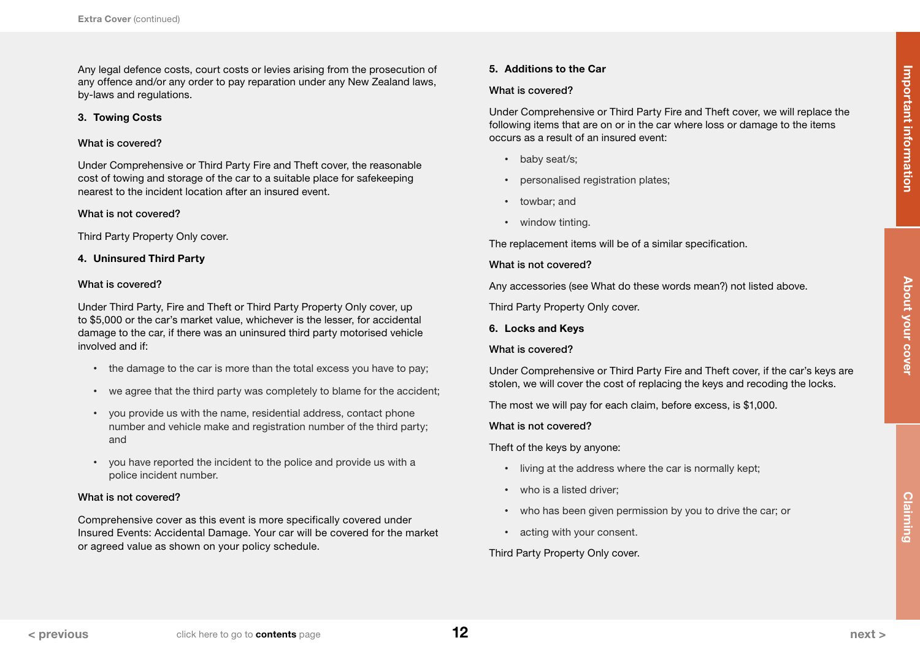Any legal defence costs, court costs or levies arising from the prosecution of any offence and/or any order to pay reparation under any New Zealand laws, by-laws and regulations.

### 3. Towing Costs

**What is covered?**

Under Comprehensive or Third Party Fire and Theft cover, the reasonable cost of towing and storage of the car to a suitable place for safekeeping nearest to the incident location after an insured event.

**What is not covered?**

Third Party Property Only cover.

### 4. Uninsured Third Party

**What is covered?**

Under Third Party, Fire and Theft or Third Party Property Only cover, up to $5,000 or the car's market value, whichever is the lesser, for accidental damage to the car, if there was an uninsured third party motorised vehicle involved and if:

- the damage to the car is more than the total excess you have to pay;
- we agree that the third party was completely to blame for the accident;
- you provide us with the name, residential address, contact phone number and vehicle make and registration number of the third party; and
- you have reported the incident to the police and provide us with a police incident number.

**What is not covered?**

Comprehensive cover as this event is more specifically covered under Insured Events: Accidental Damage. Your car will be covered for the market or agreed value as shown on your policy schedule.

### 5. Additions to the Car

**What is covered?**

Under Comprehensive or Third Party Fire and Theft cover, we will replace the following items that are on or in the car where loss or damage to the items occurs as a result of an insured event:

- baby seat/s;
- personalised registration plates;
- towbar; and
- window tinting.

The replacement items will be of a similar specification.

**What is not covered?**

Any accessories (see What do these words mean?) not listed above.

Third Party Property Only cover.

### 6. Locks and Keys

**What is covered?**

Under Comprehensive or Third Party Fire and Theft cover, if the car's keys are stolen, we will cover the cost of replacing the keys and recoding the locks.

The most we will pay for each claim, before excess, is $1,000.

**What is not covered?**

Theft of the keys by anyone:

- living at the address where the car is normally kept;
- who is a listed driver;
- who has been given permission by you to drive the car; or
- acting with your consent.

Third Party Property Only cover.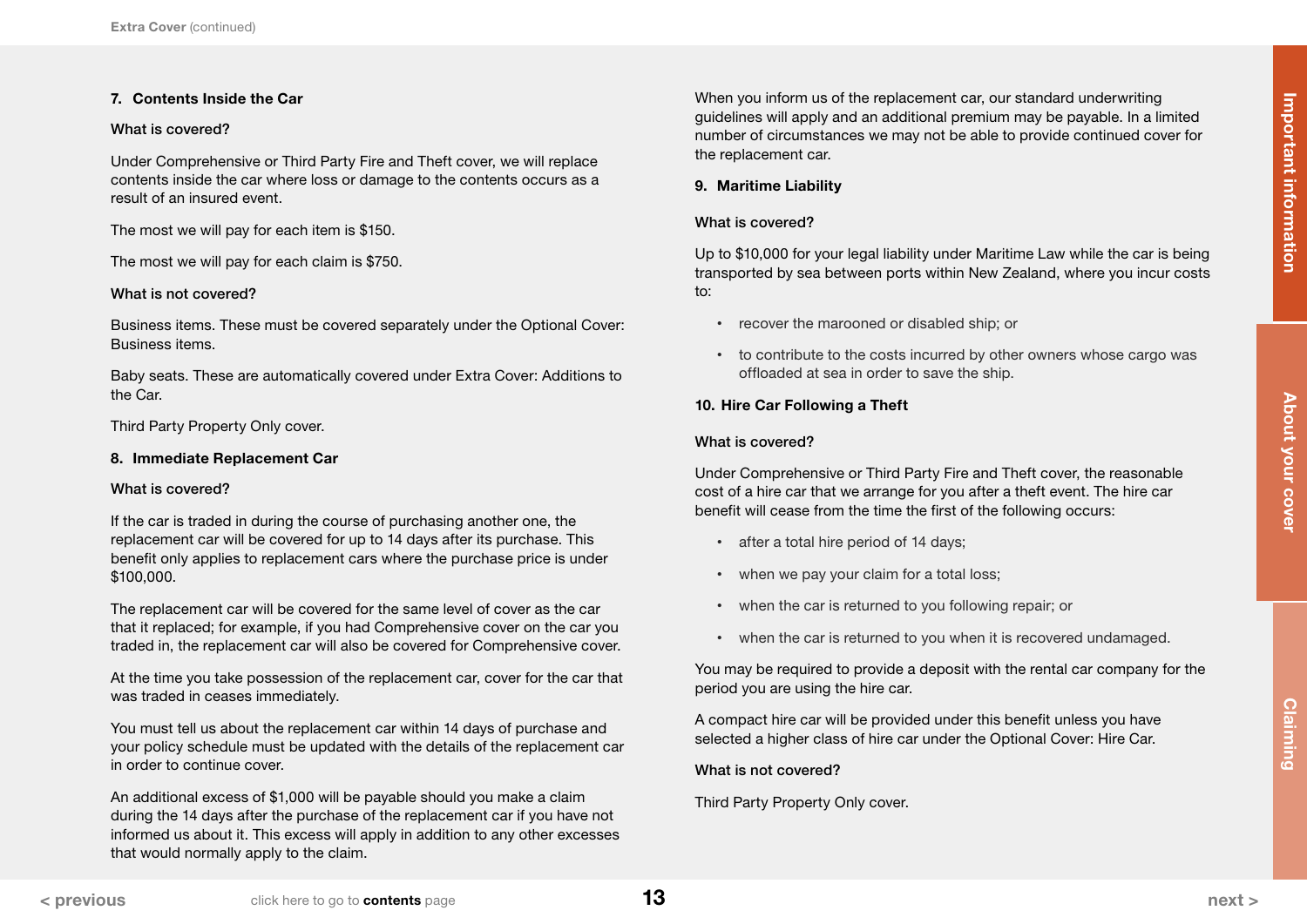### 7. Contents Inside the Car

**What is covered?**

Under Comprehensive or Third Party Fire and Theft cover, we will replace contents inside the car where loss or damage to the contents occurs as a result of an insured event.

The most we will pay for each item is $150.

The most we will pay for each claim is $750.

**What is not covered?**

Business items. These must be covered separately under the Optional Cover: Business items.

Baby seats. These are automatically covered under Extra Cover: Additions to the Car.

Third Party Property Only cover.

### 8. Immediate Replacement Car

**What is covered?**

If the car is traded in during the course of purchasing another one, the replacement car will be covered for up to 14 days after its purchase. This benefit only applies to replacement cars where the purchase price is under $100,000.

The replacement car will be covered for the same level of cover as the car that it replaced; for example, if you had Comprehensive cover on the car you traded in, the replacement car will also be covered for Comprehensive cover.

At the time you take possession of the replacement car, cover for the car that was traded in ceases immediately.

You must tell us about the replacement car within 14 days of purchase and your policy schedule must be updated with the details of the replacement car in order to continue cover.

An additional excess of $1,000 will be payable should you make a claim during the 14 days after the purchase of the replacement car if you have not informed us about it. This excess will apply in addition to any other excesses that would normally apply to the claim.

When you inform us of the replacement car, our standard underwriting guidelines will apply and an additional premium may be payable. In a limited number of circumstances we may not be able to provide continued cover for the replacement car.

### 9. Maritime Liability

**What is covered?**

Up to $10,000 for your legal liability under Maritime Law while the car is being transported by sea between ports within New Zealand, where you incur costs to:

- recover the marooned or disabled ship; or
- to contribute to the costs incurred by other owners whose cargo was offloaded at sea in order to save the ship.

### 10. Hire Car Following a Theft

**What is covered?**

Under Comprehensive or Third Party Fire and Theft cover, the reasonable cost of a hire car that we arrange for you after a theft event. The hire car benefit will cease from the time the first of the following occurs:

- after a total hire period of 14 days;
- when we pay your claim for a total loss;
- when the car is returned to you following repair; or
- when the car is returned to you when it is recovered undamaged.

You may be required to provide a deposit with the rental car company for the period you are using the hire car.

A compact hire car will be provided under this benefit unless you have selected a higher class of hire car under the Optional Cover: Hire Car.

**What is not covered?**

Third Party Property Only cover.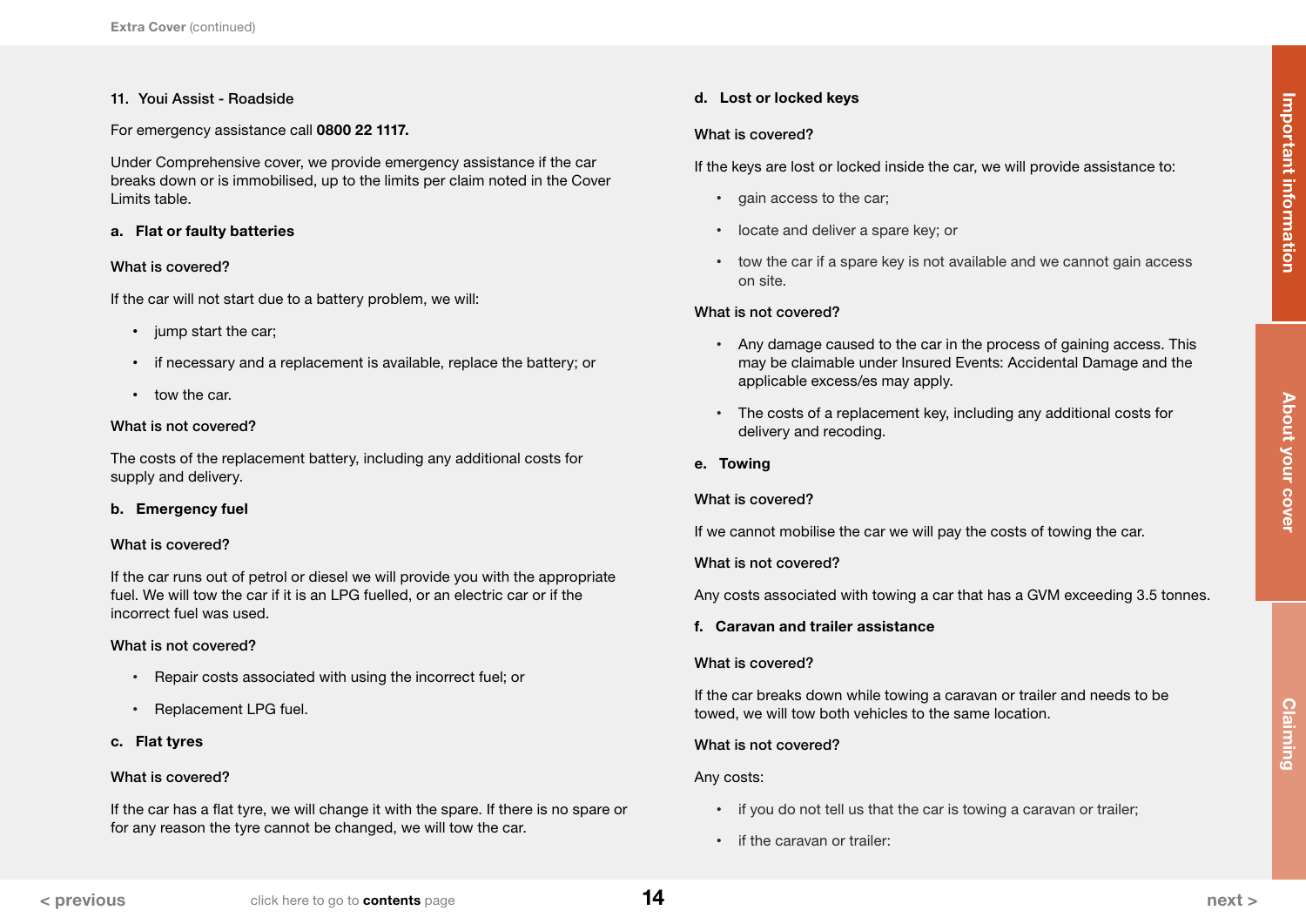### 11. Youi Assist - Roadside

For emergency assistance call **0800 22 1117.**

Under Comprehensive cover, we provide emergency assistance if the car breaks down or is immobilised, up to the limits per claim noted in the Cover Limits table.

#### a. Flat or faulty batteries

**What is covered?**

If the car will not start due to a battery problem, we will:

- jump start the car;
- if necessary and a replacement is available, replace the battery; or
- tow the car.

**What is not covered?**

The costs of the replacement battery, including any additional costs for supply and delivery.

#### b. Emergency fuel

**What is covered?**

If the car runs out of petrol or diesel we will provide you with the appropriate fuel. We will tow the car if it is an LPG fuelled, or an electric car or if the incorrect fuel was used.

**What is not covered?**

- Repair costs associated with using the incorrect fuel; or
- Replacement LPG fuel.

#### c. Flat tyres

**What is covered?**

If the car has a flat tyre, we will change it with the spare. If there is no spare or for any reason the tyre cannot be changed, we will tow the car.

#### d. Lost or locked keys

**What is covered?**

If the keys are lost or locked inside the car, we will provide assistance to:

- gain access to the car;
- locate and deliver a spare key; or
- tow the car if a spare key is not available and we cannot gain access on site.

**What is not covered?**

- Any damage caused to the car in the process of gaining access. This may be claimable under Insured Events: Accidental Damage and the applicable excess/es may apply.
- The costs of a replacement key, including any additional costs for delivery and recoding.

#### e. Towing

**What is covered?**

If we cannot mobilise the car we will pay the costs of towing the car.

**What is not covered?**

Any costs associated with towing a car that has a GVM exceeding 3.5 tonnes.

#### f. Caravan and trailer assistance

**What is covered?**

If the car breaks down while towing a caravan or trailer and needs to be towed, we will tow both vehicles to the same location.

**What is not covered?**

Any costs:

- if you do not tell us that the car is towing a caravan or trailer;
- if the caravan or trailer: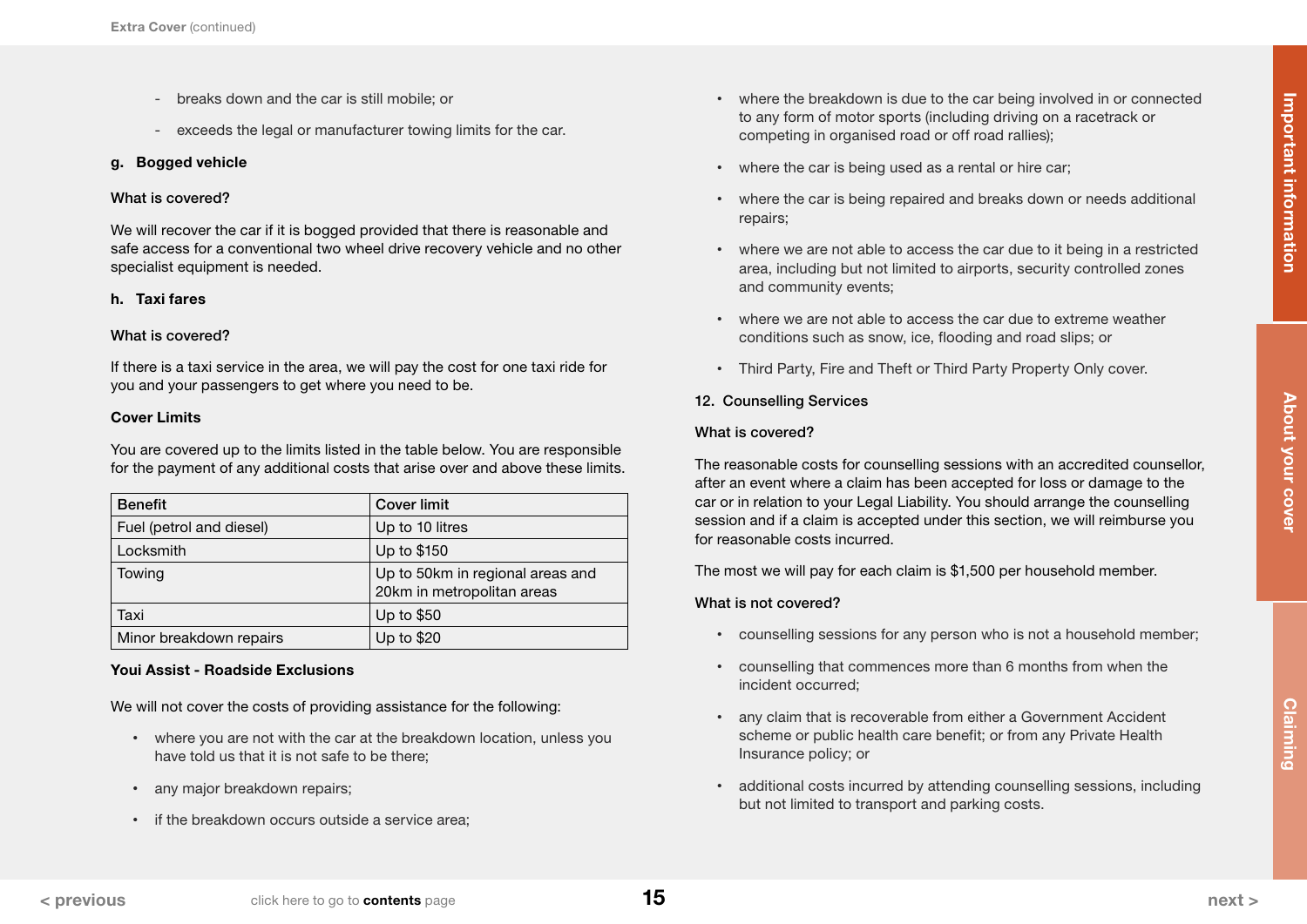- breaks down and the car is still mobile; or
- exceeds the legal or manufacturer towing limits for the car.

**g. Bogged vehicle**

**What is covered?**

We will recover the car if it is bogged provided that there is reasonable and safe access for a conventional two wheel drive recovery vehicle and no other specialist equipment is needed.

**h. Taxi fares**

**What is covered?**

If there is a taxi service in the area, we will pay the cost for one taxi ride for you and your passengers to get where you need to be.

**Cover Limits**

You are covered up to the limits listed in the table below. You are responsible for the payment of any additional costs that arise over and above these limits.

| Benefit | Cover limit |
|---|---|
| Fuel (petrol and diesel) | Up to 10 litres |
| Locksmith | Up to $150 |
| Towing | Up to 50km in regional areas and 20km in metropolitan areas |
| Taxi | Up to $50 |
| Minor breakdown repairs | Up to $20 |

**Youi Assist - Roadside Exclusions**

We will not cover the costs of providing assistance for the following:

- where you are not with the car at the breakdown location, unless you have told us that it is not safe to be there;
- any major breakdown repairs;
- if the breakdown occurs outside a service area;
- where the breakdown is due to the car being involved in or connected to any form of motor sports (including driving on a racetrack or competing in organised road or off road rallies);
- where the car is being used as a rental or hire car;
- where the car is being repaired and breaks down or needs additional repairs;
- where we are not able to access the car due to it being in a restricted area, including but not limited to airports, security controlled zones and community events;
- where we are not able to access the car due to extreme weather conditions such as snow, ice, flooding and road slips; or
- Third Party, Fire and Theft or Third Party Property Only cover.

**12. Counselling Services**

**What is covered?**

The reasonable costs for counselling sessions with an accredited counsellor, after an event where a claim has been accepted for loss or damage to the car or in relation to your Legal Liability. You should arrange the counselling session and if a claim is accepted under this section, we will reimburse you for reasonable costs incurred.

The most we will pay for each claim is $1,500 per household member.

**What is not covered?**

- counselling sessions for any person who is not a household member;
- counselling that commences more than 6 months from when the incident occurred;
- any claim that is recoverable from either a Government Accident scheme or public health care benefit; or from any Private Health Insurance policy; or
- additional costs incurred by attending counselling sessions, including but not limited to transport and parking costs.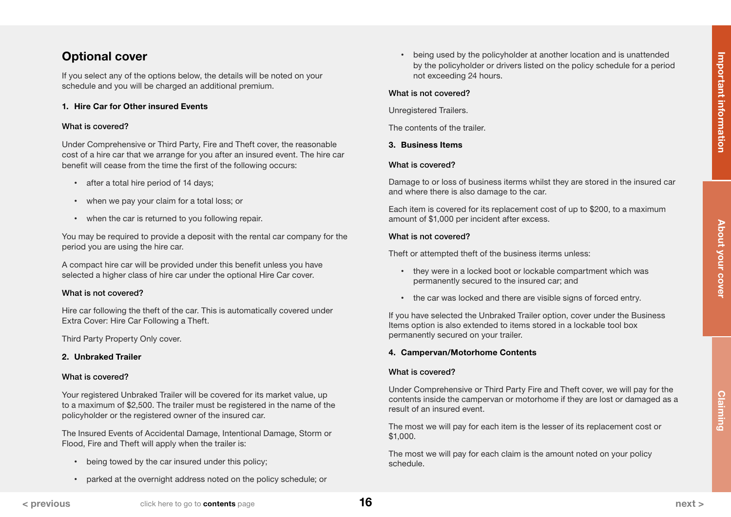## Optional cover

If you select any of the options below, the details will be noted on your schedule and you will be charged an additional premium.

### 1. Hire Car for Other insured Events

**What is covered?**

Under Comprehensive or Third Party, Fire and Theft cover, the reasonable cost of a hire car that we arrange for you after an insured event. The hire car benefit will cease from the time the first of the following occurs:

- after a total hire period of 14 days;
- when we pay your claim for a total loss; or
- when the car is returned to you following repair.

You may be required to provide a deposit with the rental car company for the period you are using the hire car.

A compact hire car will be provided under this benefit unless you have selected a higher class of hire car under the optional Hire Car cover.

**What is not covered?**

Hire car following the theft of the car. This is automatically covered under Extra Cover: Hire Car Following a Theft.

Third Party Property Only cover.

### 2. Unbraked Trailer

**What is covered?**

Your registered Unbraked Trailer will be covered for its market value, up to a maximum of $2,500. The trailer must be registered in the name of the policyholder or the registered owner of the insured car.

The Insured Events of Accidental Damage, Intentional Damage, Storm or Flood, Fire and Theft will apply when the trailer is:

- being towed by the car insured under this policy;
- parked at the overnight address noted on the policy schedule; or
- being used by the policyholder at another location and is unattended by the policyholder or drivers listed on the policy schedule for a period not exceeding 24 hours.

**What is not covered?**

Unregistered Trailers.

The contents of the trailer.

### 3. Business Items

**What is covered?**

Damage to or loss of business iterms whilst they are stored in the insured car and where there is also damage to the car.

Each item is covered for its replacement cost of up to $200, to a maximum amount of $1,000 per incident after excess.

**What is not covered?**

Theft or attempted theft of the business iterms unless:

- they were in a locked boot or lockable compartment which was permanently secured to the insured car; and
- the car was locked and there are visible signs of forced entry.

If you have selected the Unbraked Trailer option, cover under the Business Items option is also extended to items stored in a lockable tool box permanently secured on your trailer.

### 4. Campervan/Motorhome Contents

**What is covered?**

Under Comprehensive or Third Party Fire and Theft cover, we will pay for the contents inside the campervan or motorhome if they are lost or damaged as a result of an insured event.

The most we will pay for each item is the lesser of its replacement cost or $1,000.

The most we will pay for each claim is the amount noted on your policy schedule.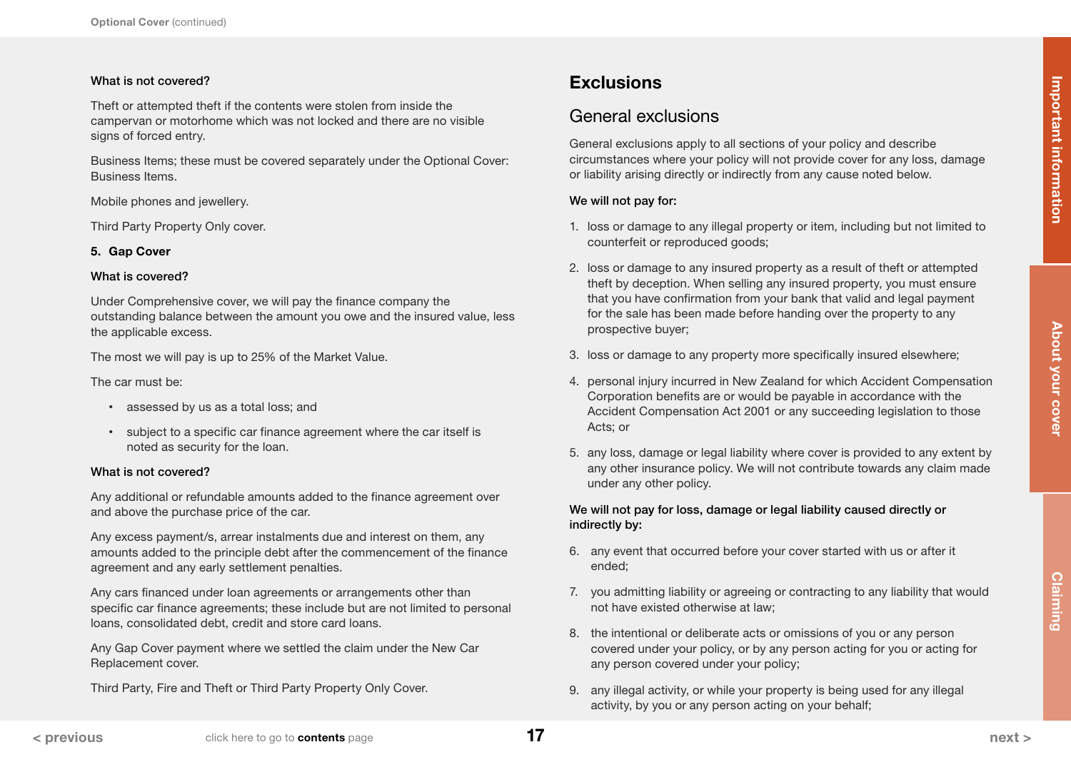**What is not covered?**

Theft or attempted theft if the contents were stolen from inside the campervan or motorhome which was not locked and there are no visible signs of forced entry.

Business Items; these must be covered separately under the Optional Cover: Business Items.

Mobile phones and jewellery.

Third Party Property Only cover.

**5. Gap Cover**

**What is covered?**

Under Comprehensive cover, we will pay the finance company the outstanding balance between the amount you owe and the insured value, less the applicable excess.

The most we will pay is up to 25% of the Market Value.

The car must be:

- assessed by us as a total loss; and
- subject to a specific car finance agreement where the car itself is noted as security for the loan.

**What is not covered?**

Any additional or refundable amounts added to the finance agreement over and above the purchase price of the car.

Any excess payment/s, arrear instalments due and interest on them, any amounts added to the principle debt after the commencement of the finance agreement and any early settlement penalties.

Any cars financed under loan agreements or arrangements other than specific car finance agreements; these include but are not limited to personal loans, consolidated debt, credit and store card loans.

Any Gap Cover payment where we settled the claim under the New Car Replacement cover.

Third Party, Fire and Theft or Third Party Property Only Cover.

# Exclusions

## General exclusions

General exclusions apply to all sections of your policy and describe circumstances where your policy will not provide cover for any loss, damage or liability arising directly or indirectly from any cause noted below.

**We will not pay for:**

1. loss or damage to any illegal property or item, including but not limited to counterfeit or reproduced goods;
2. loss or damage to any insured property as a result of theft or attempted theft by deception. When selling any insured property, you must ensure that you have confirmation from your bank that valid and legal payment for the sale has been made before handing over the property to any prospective buyer;
3. loss or damage to any property more specifically insured elsewhere;
4. personal injury incurred in New Zealand for which Accident Compensation Corporation benefits are or would be payable in accordance with the Accident Compensation Act 2001 or any succeeding legislation to those Acts; or
5. any loss, damage or legal liability where cover is provided to any extent by any other insurance policy. We will not contribute towards any claim made under any other policy.

**We will not pay for loss, damage or legal liability caused directly or indirectly by:**

6. any event that occurred before your cover started with us or after it ended;
7. you admitting liability or agreeing or contracting to any liability that would not have existed otherwise at law;
8. the intentional or deliberate acts or omissions of you or any person covered under your policy, or by any person acting for you or acting for any person covered under your policy;
9. any illegal activity, or while your property is being used for any illegal activity, by you or any person acting on your behalf;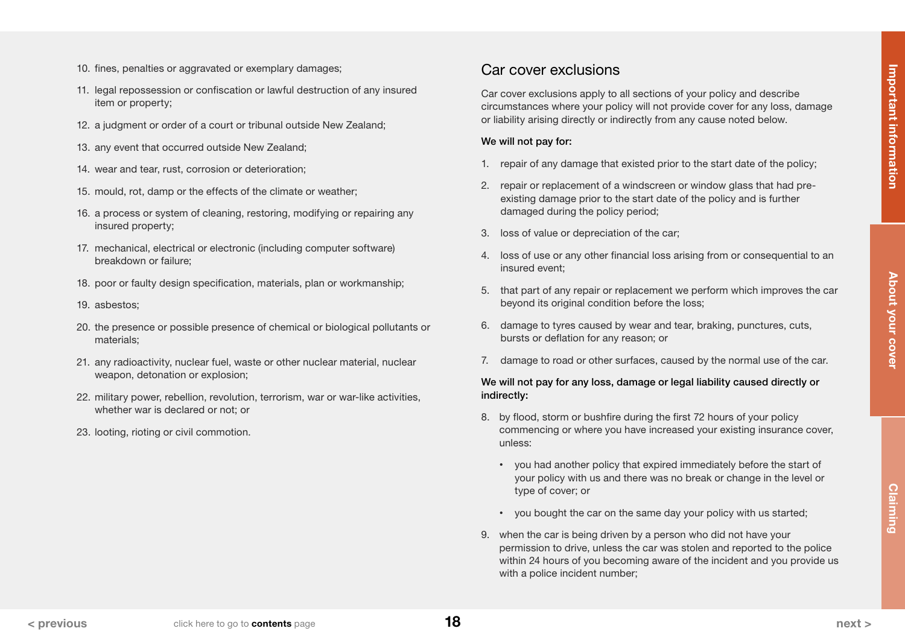10. fines, penalties or aggravated or exemplary damages;
11. legal repossession or confiscation or lawful destruction of any insured item or property;
12. a judgment or order of a court or tribunal outside New Zealand;
13. any event that occurred outside New Zealand;
14. wear and tear, rust, corrosion or deterioration;
15. mould, rot, damp or the effects of the climate or weather;
16. a process or system of cleaning, restoring, modifying or repairing any insured property;
17. mechanical, electrical or electronic (including computer software) breakdown or failure;
18. poor or faulty design specification, materials, plan or workmanship;
19. asbestos;
20. the presence or possible presence of chemical or biological pollutants or materials;
21. any radioactivity, nuclear fuel, waste or other nuclear material, nuclear weapon, detonation or explosion;
22. military power, rebellion, revolution, terrorism, war or war-like activities, whether war is declared or not; or
23. looting, rioting or civil commotion.

## Car cover exclusions

Car cover exclusions apply to all sections of your policy and describe circumstances where your policy will not provide cover for any loss, damage or liability arising directly or indirectly from any cause noted below.

**We will not pay for:**

1. repair of any damage that existed prior to the start date of the policy;
2. repair or replacement of a windscreen or window glass that had pre-existing damage prior to the start date of the policy and is further damaged during the policy period;
3. loss of value or depreciation of the car;
4. loss of use or any other financial loss arising from or consequential to an insured event;
5. that part of any repair or replacement we perform which improves the car beyond its original condition before the loss;
6. damage to tyres caused by wear and tear, braking, punctures, cuts, bursts or deflation for any reason; or
7. damage to road or other surfaces, caused by the normal use of the car.

**We will not pay for any loss, damage or legal liability caused directly or indirectly:**

8. by flood, storm or bushfire during the first 72 hours of your policy commencing or where you have increased your existing insurance cover, unless:
   - you had another policy that expired immediately before the start of your policy with us and there was no break or change in the level or type of cover; or
   - you bought the car on the same day your policy with us started;
9. when the car is being driven by a person who did not have your permission to drive, unless the car was stolen and reported to the police within 24 hours of you becoming aware of the incident and you provide us with a police incident number;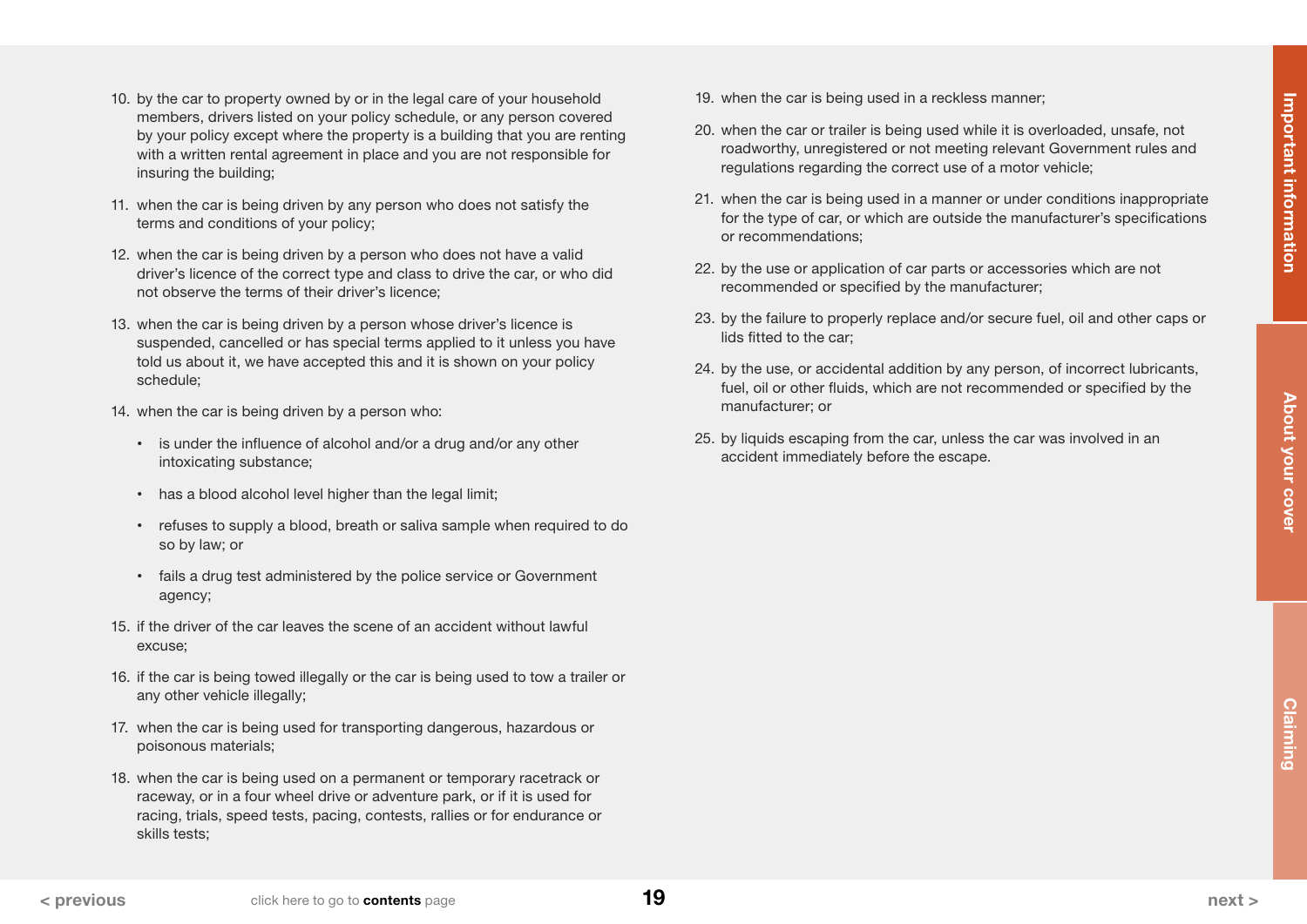10. by the car to property owned by or in the legal care of your household members, drivers listed on your policy schedule, or any person covered by your policy except where the property is a building that you are renting with a written rental agreement in place and you are not responsible for insuring the building;

11. when the car is being driven by any person who does not satisfy the terms and conditions of your policy;

12. when the car is being driven by a person who does not have a valid driver's licence of the correct type and class to drive the car, or who did not observe the terms of their driver's licence;

13. when the car is being driven by a person whose driver's licence is suspended, cancelled or has special terms applied to it unless you have told us about it, we have accepted this and it is shown on your policy schedule;

14. when the car is being driven by a person who:

    - is under the influence of alcohol and/or a drug and/or any other intoxicating substance;
    - has a blood alcohol level higher than the legal limit;
    - refuses to supply a blood, breath or saliva sample when required to do so by law; or
    - fails a drug test administered by the police service or Government agency;

15. if the driver of the car leaves the scene of an accident without lawful excuse;

16. if the car is being towed illegally or the car is being used to tow a trailer or any other vehicle illegally;

17. when the car is being used for transporting dangerous, hazardous or poisonous materials;

18. when the car is being used on a permanent or temporary racetrack or raceway, or in a four wheel drive or adventure park, or if it is used for racing, trials, speed tests, pacing, contests, rallies or for endurance or skills tests;

19. when the car is being used in a reckless manner;

20. when the car or trailer is being used while it is overloaded, unsafe, not roadworthy, unregistered or not meeting relevant Government rules and regulations regarding the correct use of a motor vehicle;

21. when the car is being used in a manner or under conditions inappropriate for the type of car, or which are outside the manufacturer's specifications or recommendations;

22. by the use or application of car parts or accessories which are not recommended or specified by the manufacturer;

23. by the failure to properly replace and/or secure fuel, oil and other caps or lids fitted to the car;

24. by the use, or accidental addition by any person, of incorrect lubricants, fuel, oil or other fluids, which are not recommended or specified by the manufacturer; or

25. by liquids escaping from the car, unless the car was involved in an accident immediately before the escape.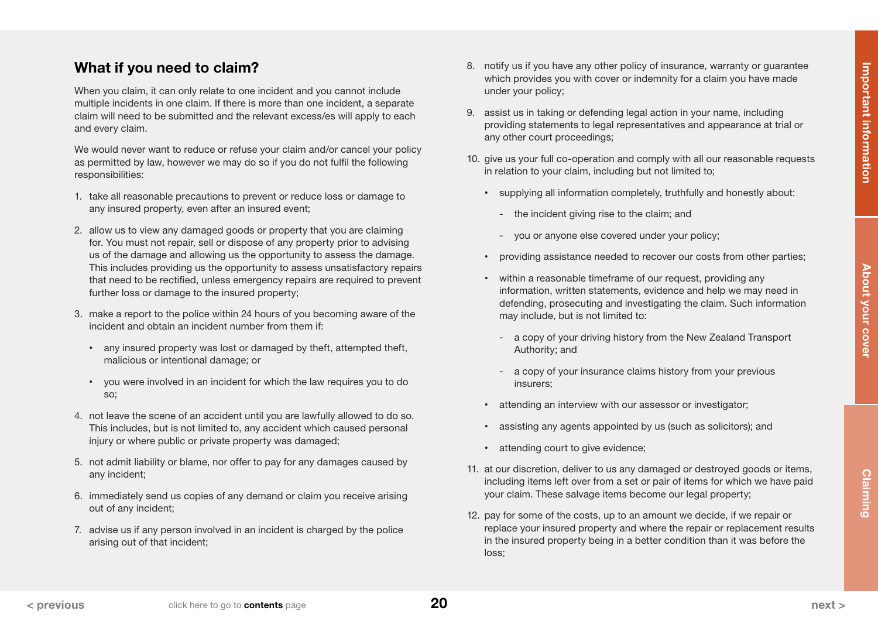## What if you need to claim?

When you claim, it can only relate to one incident and you cannot include multiple incidents in one claim. If there is more than one incident, a separate claim will need to be submitted and the relevant excess/es will apply to each and every claim.

We would never want to reduce or refuse your claim and/or cancel your policy as permitted by law, however we may do so if you do not fulfil the following responsibilities:

1. take all reasonable precautions to prevent or reduce loss or damage to any insured property, even after an insured event;
2. allow us to view any damaged goods or property that you are claiming for. You must not repair, sell or dispose of any property prior to advising us of the damage and allowing us the opportunity to assess the damage. This includes providing us the opportunity to assess unsatisfactory repairs that need to be rectified, unless emergency repairs are required to prevent further loss or damage to the insured property;
3. make a report to the police within 24 hours of you becoming aware of the incident and obtain an incident number from them if:
   - any insured property was lost or damaged by theft, attempted theft, malicious or intentional damage; or
   - you were involved in an incident for which the law requires you to do so;
4. not leave the scene of an accident until you are lawfully allowed to do so. This includes, but is not limited to, any accident which caused personal injury or where public or private property was damaged;
5. not admit liability or blame, nor offer to pay for any damages caused by any incident;
6. immediately send us copies of any demand or claim you receive arising out of any incident;
7. advise us if any person involved in an incident is charged by the police arising out of that incident;
8. notify us if you have any other policy of insurance, warranty or guarantee which provides you with cover or indemnity for a claim you have made under your policy;
9. assist us in taking or defending legal action in your name, including providing statements to legal representatives and appearance at trial or any other court proceedings;
10. give us your full co-operation and comply with all our reasonable requests in relation to your claim, including but not limited to;
    - supplying all information completely, truthfully and honestly about:
      - the incident giving rise to the claim; and
      - you or anyone else covered under your policy;
    - providing assistance needed to recover our costs from other parties;
    - within a reasonable timeframe of our request, providing any information, written statements, evidence and help we may need in defending, prosecuting and investigating the claim. Such information may include, but is not limited to:
      - a copy of your driving history from the New Zealand Transport Authority; and
      - a copy of your insurance claims history from your previous insurers;
    - attending an interview with our assessor or investigator;
    - assisting any agents appointed by us (such as solicitors); and
    - attending court to give evidence;
11. at our discretion, deliver to us any damaged or destroyed goods or items, including items left over from a set or pair of items for which we have paid your claim. These salvage items become our legal property;
12. pay for some of the costs, up to an amount we decide, if we repair or replace your insured property and where the repair or replacement results in the insured property being in a better condition than it was before the loss;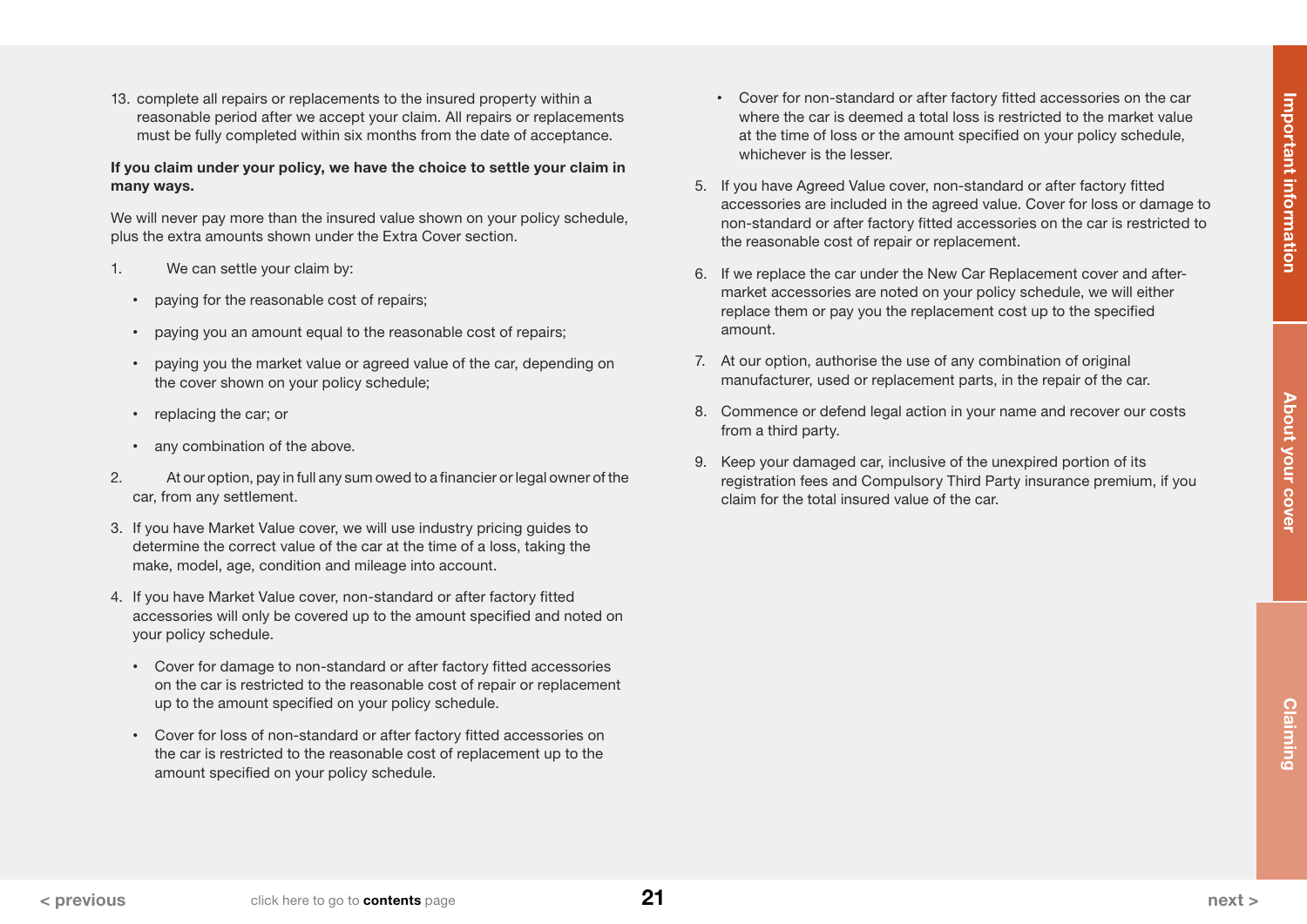13. complete all repairs or replacements to the insured property within a reasonable period after we accept your claim. All repairs or replacements must be fully completed within six months from the date of acceptance.

**If you claim under your policy, we have the choice to settle your claim in many ways.**

We will never pay more than the insured value shown on your policy schedule, plus the extra amounts shown under the Extra Cover section.

1. We can settle your claim by:
   - paying for the reasonable cost of repairs;
   - paying you an amount equal to the reasonable cost of repairs;
   - paying you the market value or agreed value of the car, depending on the cover shown on your policy schedule;
   - replacing the car; or
   - any combination of the above.
2. At our option, pay in full any sum owed to a financier or legal owner of the car, from any settlement.
3. If you have Market Value cover, we will use industry pricing guides to determine the correct value of the car at the time of a loss, taking the make, model, age, condition and mileage into account.
4. If you have Market Value cover, non-standard or after factory fitted accessories will only be covered up to the amount specified and noted on your policy schedule.
   - Cover for damage to non-standard or after factory fitted accessories on the car is restricted to the reasonable cost of repair or replacement up to the amount specified on your policy schedule.
   - Cover for loss of non-standard or after factory fitted accessories on the car is restricted to the reasonable cost of replacement up to the amount specified on your policy schedule.
   - Cover for non-standard or after factory fitted accessories on the car where the car is deemed a total loss is restricted to the market value at the time of loss or the amount specified on your policy schedule, whichever is the lesser.
5. If you have Agreed Value cover, non-standard or after factory fitted accessories are included in the agreed value. Cover for loss or damage to non-standard or after factory fitted accessories on the car is restricted to the reasonable cost of repair or replacement.
6. If we replace the car under the New Car Replacement cover and after-market accessories are noted on your policy schedule, we will either replace them or pay you the replacement cost up to the specified amount.
7. At our option, authorise the use of any combination of original manufacturer, used or replacement parts, in the repair of the car.
8. Commence or defend legal action in your name and recover our costs from a third party.
9. Keep your damaged car, inclusive of the unexpired portion of its registration fees and Compulsory Third Party insurance premium, if you claim for the total insured value of the car.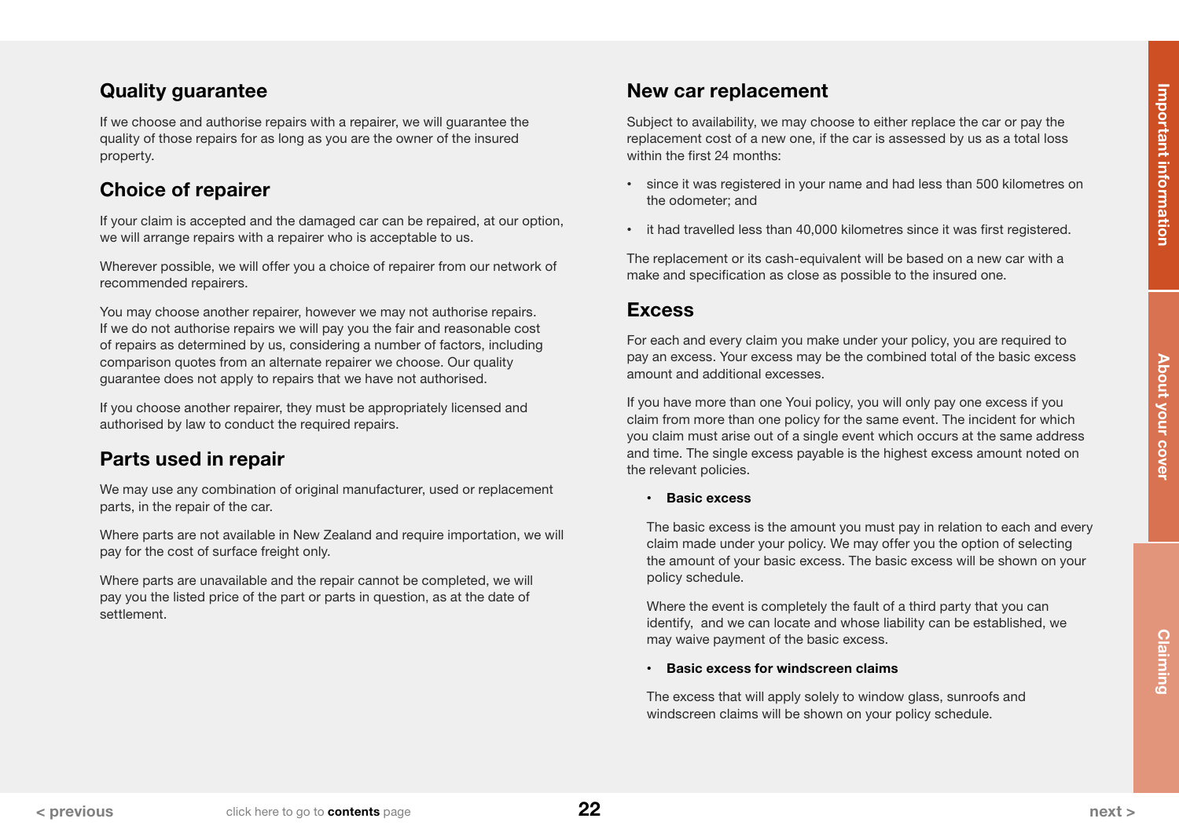## Quality guarantee

If we choose and authorise repairs with a repairer, we will guarantee the quality of those repairs for as long as you are the owner of the insured property.

## Choice of repairer

If your claim is accepted and the damaged car can be repaired, at our option, we will arrange repairs with a repairer who is acceptable to us.

Wherever possible, we will offer you a choice of repairer from our network of recommended repairers.

You may choose another repairer, however we may not authorise repairs. If we do not authorise repairs we will pay you the fair and reasonable cost of repairs as determined by us, considering a number of factors, including comparison quotes from an alternate repairer we choose. Our quality guarantee does not apply to repairs that we have not authorised.

If you choose another repairer, they must be appropriately licensed and authorised by law to conduct the required repairs.

## Parts used in repair

We may use any combination of original manufacturer, used or replacement parts, in the repair of the car.

Where parts are not available in New Zealand and require importation, we will pay for the cost of surface freight only.

Where parts are unavailable and the repair cannot be completed, we will pay you the listed price of the part or parts in question, as at the date of settlement.

## New car replacement

Subject to availability, we may choose to either replace the car or pay the replacement cost of a new one, if the car is assessed by us as a total loss within the first 24 months:

- since it was registered in your name and had less than 500 kilometres on the odometer; and
- it had travelled less than 40,000 kilometres since it was first registered.

The replacement or its cash-equivalent will be based on a new car with a make and specification as close as possible to the insured one.

## Excess

For each and every claim you make under your policy, you are required to pay an excess. Your excess may be the combined total of the basic excess amount and additional excesses.

If you have more than one Youi policy, you will only pay one excess if you claim from more than one policy for the same event. The incident for which you claim must arise out of a single event which occurs at the same address and time. The single excess payable is the highest excess amount noted on the relevant policies.

- **Basic excess**

  The basic excess is the amount you must pay in relation to each and every claim made under your policy. We may offer you the option of selecting the amount of your basic excess. The basic excess will be shown on your policy schedule.

  Where the event is completely the fault of a third party that you can identify, and we can locate and whose liability can be established, we may waive payment of the basic excess.

- **Basic excess for windscreen claims**

  The excess that will apply solely to window glass, sunroofs and windscreen claims will be shown on your policy schedule.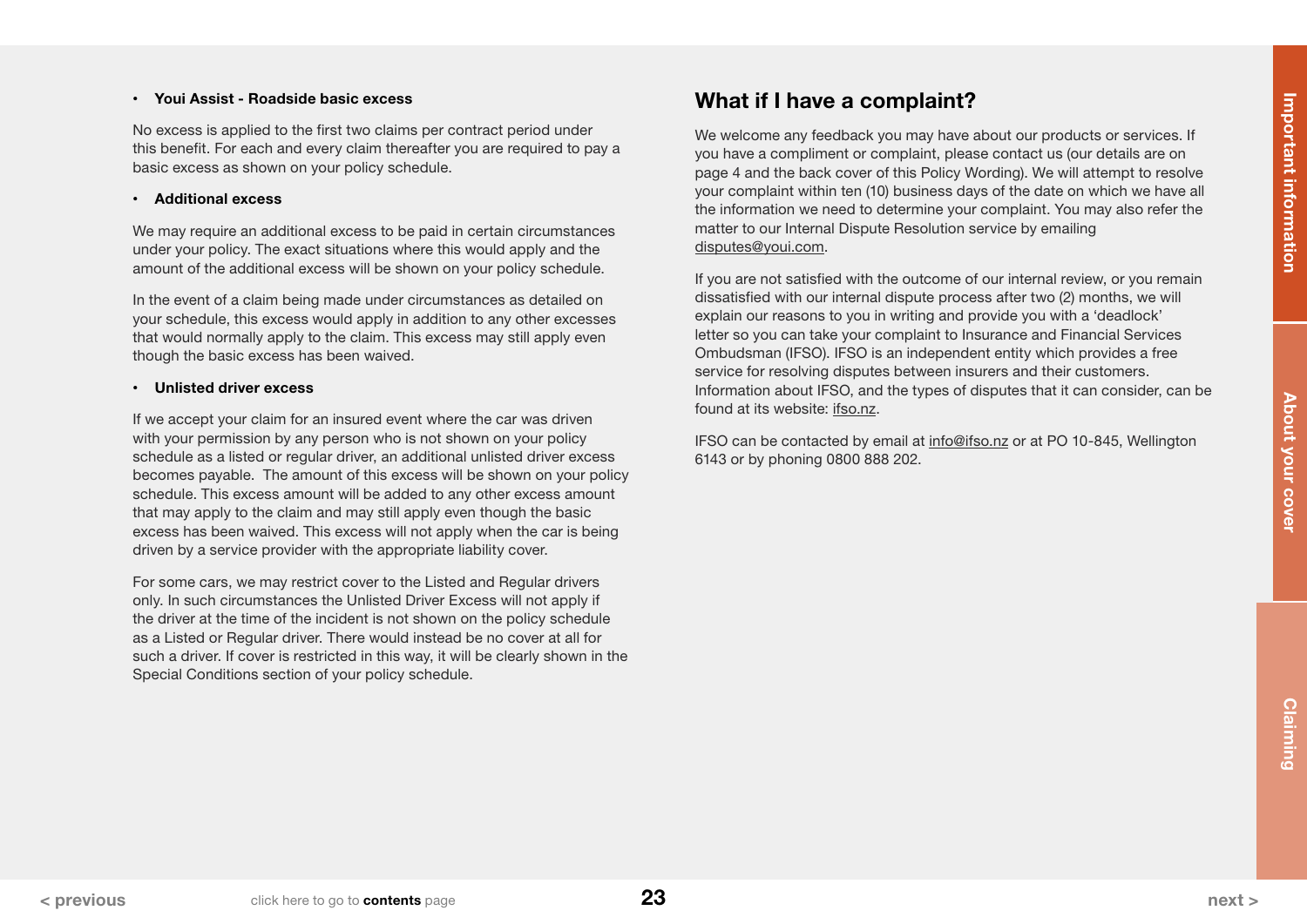- **Youi Assist - Roadside basic excess**

No excess is applied to the first two claims per contract period under this benefit. For each and every claim thereafter you are required to pay a basic excess as shown on your policy schedule.

- **Additional excess**

We may require an additional excess to be paid in certain circumstances under your policy. The exact situations where this would apply and the amount of the additional excess will be shown on your policy schedule.

In the event of a claim being made under circumstances as detailed on your schedule, this excess would apply in addition to any other excesses that would normally apply to the claim. This excess may still apply even though the basic excess has been waived.

- **Unlisted driver excess**

If we accept your claim for an insured event where the car was driven with your permission by any person who is not shown on your policy schedule as a listed or regular driver, an additional unlisted driver excess becomes payable. The amount of this excess will be shown on your policy schedule. This excess amount will be added to any other excess amount that may apply to the claim and may still apply even though the basic excess has been waived. This excess will not apply when the car is being driven by a service provider with the appropriate liability cover.

For some cars, we may restrict cover to the Listed and Regular drivers only. In such circumstances the Unlisted Driver Excess will not apply if the driver at the time of the incident is not shown on the policy schedule as a Listed or Regular driver. There would instead be no cover at all for such a driver. If cover is restricted in this way, it will be clearly shown in the Special Conditions section of your policy schedule.

## What if I have a complaint?

We welcome any feedback you may have about our products or services. If you have a compliment or complaint, please contact us (our details are on page 4 and the back cover of this Policy Wording). We will attempt to resolve your complaint within ten (10) business days of the date on which we have all the information we need to determine your complaint. You may also refer the matter to our Internal Dispute Resolution service by emailing disputes@youi.com.

If you are not satisfied with the outcome of our internal review, or you remain dissatisfied with our internal dispute process after two (2) months, we will explain our reasons to you in writing and provide you with a 'deadlock' letter so you can take your complaint to Insurance and Financial Services Ombudsman (IFSO). IFSO is an independent entity which provides a free service for resolving disputes between insurers and their customers. Information about IFSO, and the types of disputes that it can consider, can be found at its website: ifso.nz.

IFSO can be contacted by email at info@ifso.nz or at PO 10-845, Wellington 6143 or by phoning 0800 888 202.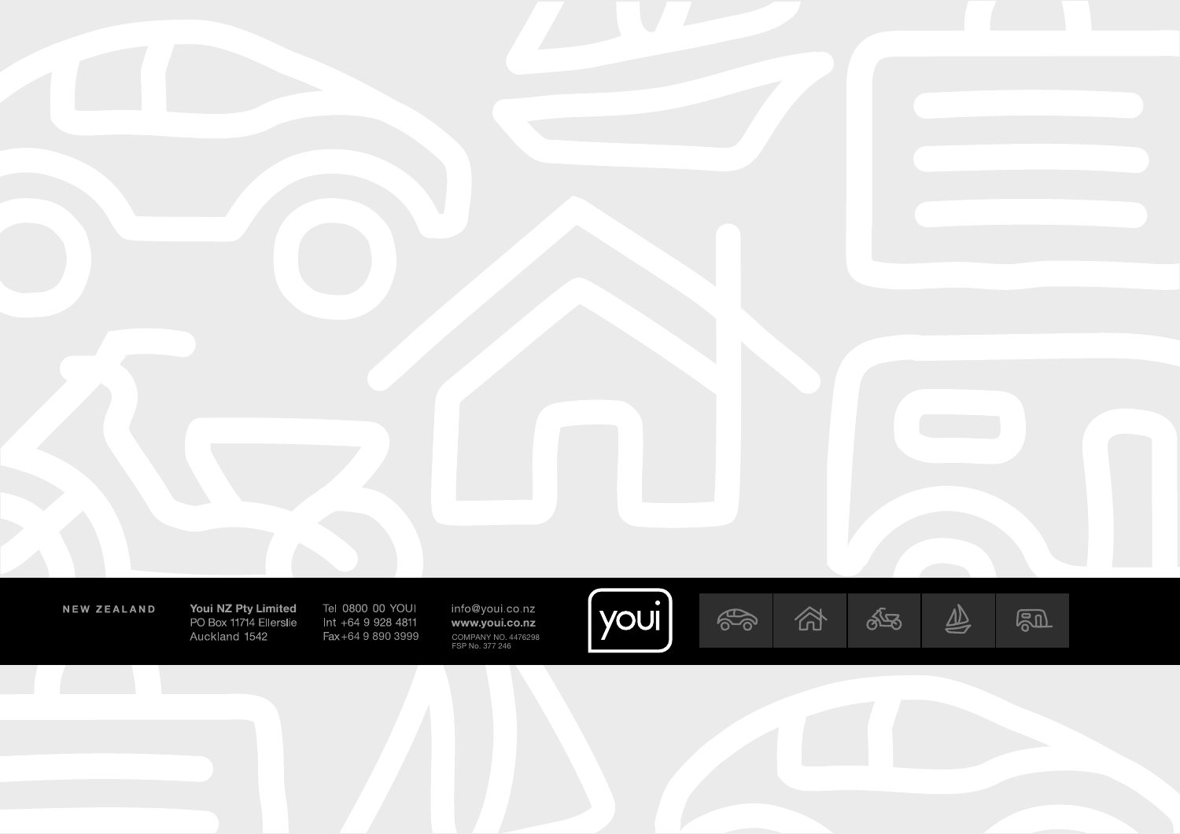NEW ZEALAND

**Youi NZ Pty Limited**
PO Box 11714 Ellerslie
Auckland 1542

Tel 0800 00 YOUI
Int +64 9 928 4811
Fax +64 9 890 3999

info@youi.co.nz
**www.youi.co.nz**
COMPANY NO. 4476298
FSP No. 377 246

youi